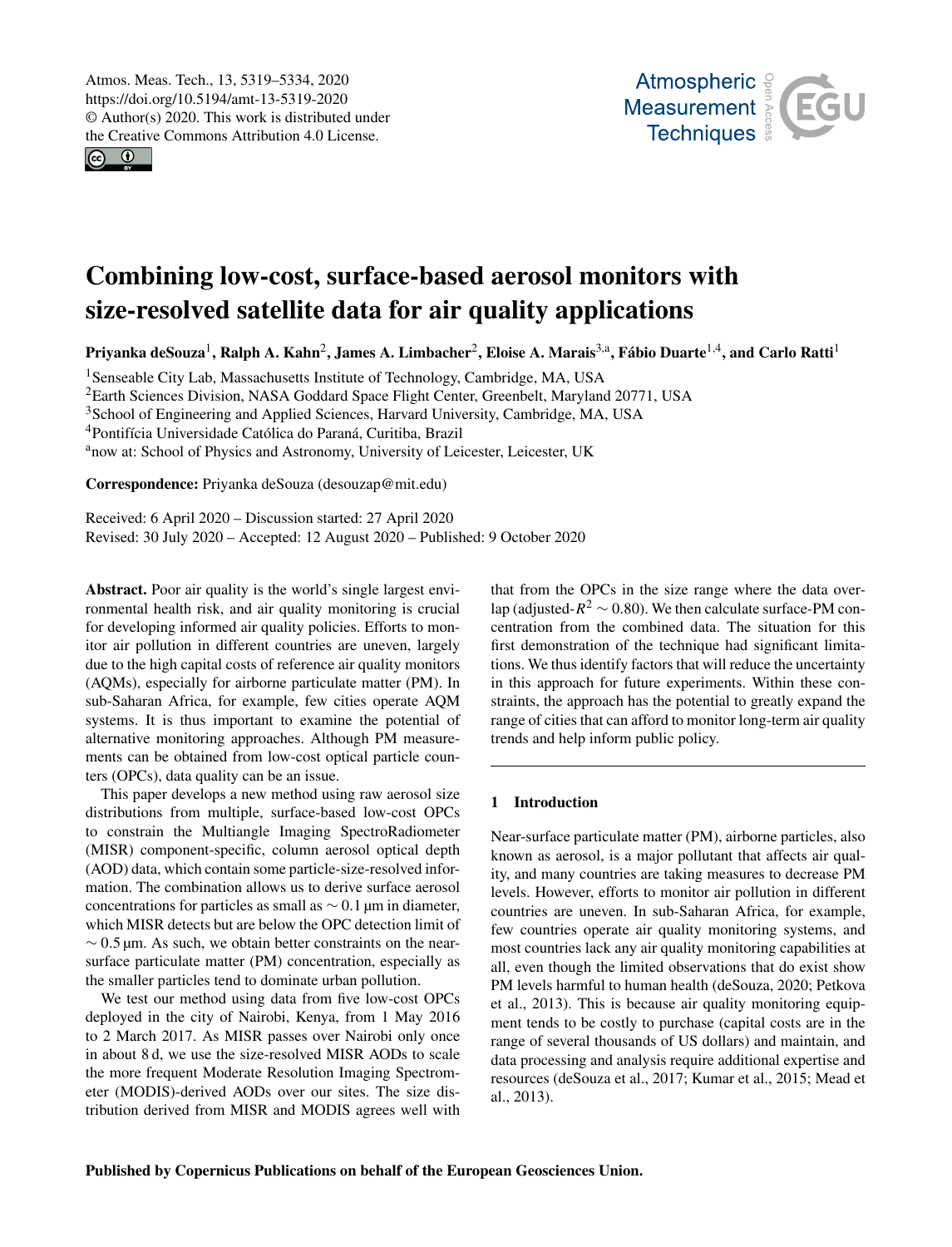# Combining low-cost, surface-based aerosol monitors with size-resolved satellite data for air quality applications

**Priyanka deSouza[1], Ralph A. Kahn[2], James A. Limbacher[2], Eloise A. Marais[3,a], Fábio Duarte[1,4], and Carlo Ratti[1]**

[1]Senseable City Lab, Massachusetts Institute of Technology, Cambridge, MA, USA
[2]Earth Sciences Division, NASA Goddard Space Flight Center, Greenbelt, Maryland 20771, USA
[3]School of Engineering and Applied Sciences, Harvard University, Cambridge, MA, USA
[4]Pontifícia Universidade Católica do Paraná, Curitiba, Brazil
[a]now at: School of Physics and Astronomy, University of Leicester, Leicester, UK

**Correspondence:** Priyanka deSouza (desouzap@mit.edu)

Received: 6 April 2020 – Discussion started: 27 April 2020
Revised: 30 July 2020 – Accepted: 12 August 2020 – Published: 9 October 2020

**Abstract.** Poor air quality is the world's single largest environmental health risk, and air quality monitoring is crucial for developing informed air quality policies. Efforts to monitor air pollution in different countries are uneven, largely due to the high capital costs of reference air quality monitors (AQMs), especially for airborne particulate matter (PM). In sub-Saharan Africa, for example, few cities operate AQM systems. It is thus important to examine the potential of alternative monitoring approaches. Although PM measurements can be obtained from low-cost optical particle counters (OPCs), data quality can be an issue.

This paper develops a new method using raw aerosol size distributions from multiple, surface-based low-cost OPCs to constrain the Multiangle Imaging SpectroRadiometer (MISR) component-specific, column aerosol optical depth (AOD) data, which contain some particle-size-resolved information. The combination allows us to derive surface aerosol concentrations for particles as small as $\sim 0.1$ µm in diameter, which MISR detects but are below the OPC detection limit of $\sim 0.5$ µm. As such, we obtain better constraints on the near-surface particulate matter (PM) concentration, especially as the smaller particles tend to dominate urban pollution.

We test our method using data from five low-cost OPCs deployed in the city of Nairobi, Kenya, from 1 May 2016 to 2 March 2017. As MISR passes over Nairobi only once in about 8 d, we use the size-resolved MISR AODs to scale the more frequent Moderate Resolution Imaging Spectrometer (MODIS)-derived AODs over our sites. The size distribution derived from MISR and MODIS agrees well with that from the OPCs in the size range where the data overlap (adjusted-$R^2 \sim 0.80$). We then calculate surface-PM concentration from the combined data. The situation for this first demonstration of the technique had significant limitations. We thus identify factors that will reduce the uncertainty in this approach for future experiments. Within these constraints, the approach has the potential to greatly expand the range of cities that can afford to monitor long-term air quality trends and help inform public policy.

## 1 Introduction

Near-surface particulate matter (PM), airborne particles, also known as aerosol, is a major pollutant that affects air quality, and many countries are taking measures to decrease PM levels. However, efforts to monitor air pollution in different countries are uneven. In sub-Saharan Africa, for example, few countries operate air quality monitoring systems, and most countries lack any air quality monitoring capabilities at all, even though the limited observations that do exist show PM levels harmful to human health (deSouza, 2020; Petkova et al., 2013). This is because air quality monitoring equipment tends to be costly to purchase (capital costs are in the range of several thousands of US dollars) and maintain, and data processing and analysis require additional expertise and resources (deSouza et al., 2017; Kumar et al., 2015; Mead et al., 2013).

Published by Copernicus Publications on behalf of the European Geosciences Union.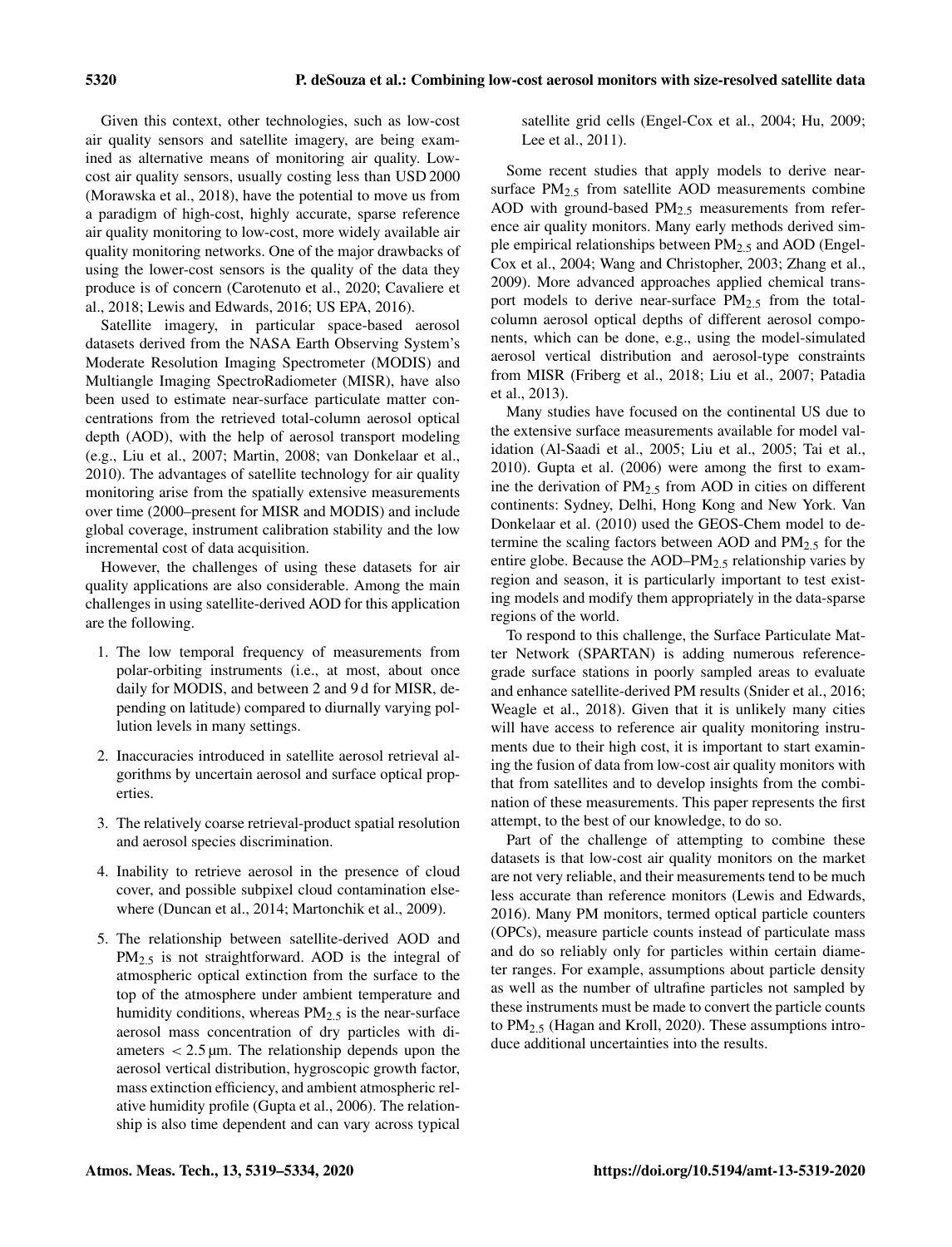Given this context, other technologies, such as low-cost air quality sensors and satellite imagery, are being examined as alternative means of monitoring air quality. Low-cost air quality sensors, usually costing less than USD 2000 (Morawska et al., 2018), have the potential to move us from a paradigm of high-cost, highly accurate, sparse reference air quality monitoring to low-cost, more widely available air quality monitoring networks. One of the major drawbacks of using the lower-cost sensors is the quality of the data they produce is of concern (Carotenuto et al., 2020; Cavaliere et al., 2018; Lewis and Edwards, 2016; US EPA, 2016).

Satellite imagery, in particular space-based aerosol datasets derived from the NASA Earth Observing System's Moderate Resolution Imaging Spectrometer (MODIS) and Multiangle Imaging SpectroRadiometer (MISR), have also been used to estimate near-surface particulate matter concentrations from the retrieved total-column aerosol optical depth (AOD), with the help of aerosol transport modeling (e.g., Liu et al., 2007; Martin, 2008; van Donkelaar et al., 2010). The advantages of satellite technology for air quality monitoring arise from the spatially extensive measurements over time (2000–present for MISR and MODIS) and include global coverage, instrument calibration stability and the low incremental cost of data acquisition.

However, the challenges of using these datasets for air quality applications are also considerable. Among the main challenges in using satellite-derived AOD for this application are the following.

1. The low temporal frequency of measurements from polar-orbiting instruments (i.e., at most, about once daily for MODIS, and between 2 and 9 d for MISR, depending on latitude) compared to diurnally varying pollution levels in many settings.
2. Inaccuracies introduced in satellite aerosol retrieval algorithms by uncertain aerosol and surface optical properties.
3. The relatively coarse retrieval-product spatial resolution and aerosol species discrimination.
4. Inability to retrieve aerosol in the presence of cloud cover, and possible subpixel cloud contamination elsewhere (Duncan et al., 2014; Martonchik et al., 2009).
5. The relationship between satellite-derived AOD and $PM_{2.5}$ is not straightforward. AOD is the integral of atmospheric optical extinction from the surface to the top of the atmosphere under ambient temperature and humidity conditions, whereas $PM_{2.5}$ is the near-surface aerosol mass concentration of dry particles with diameters $< 2.5\,\mu m$. The relationship depends upon the aerosol vertical distribution, hygroscopic growth factor, mass extinction efficiency, and ambient atmospheric relative humidity profile (Gupta et al., 2006). The relationship is also time dependent and can vary across typical satellite grid cells (Engel-Cox et al., 2004; Hu, 2009; Lee et al., 2011).

Some recent studies that apply models to derive near-surface $PM_{2.5}$ from satellite AOD measurements combine AOD with ground-based $PM_{2.5}$ measurements from reference air quality monitors. Many early methods derived simple empirical relationships between $PM_{2.5}$ and AOD (Engel-Cox et al., 2004; Wang and Christopher, 2003; Zhang et al., 2009). More advanced approaches applied chemical transport models to derive near-surface $PM_{2.5}$ from the total-column aerosol optical depths of different aerosol components, which can be done, e.g., using the model-simulated aerosol vertical distribution and aerosol-type constraints from MISR (Friberg et al., 2018; Liu et al., 2007; Patadia et al., 2013).

Many studies have focused on the continental US due to the extensive surface measurements available for model validation (Al-Saadi et al., 2005; Liu et al., 2005; Tai et al., 2010). Gupta et al. (2006) were among the first to examine the derivation of $PM_{2.5}$ from AOD in cities on different continents: Sydney, Delhi, Hong Kong and New York. Van Donkelaar et al. (2010) used the GEOS-Chem model to determine the scaling factors between AOD and $PM_{2.5}$ for the entire globe. Because the AOD–$PM_{2.5}$ relationship varies by region and season, it is particularly important to test existing models and modify them appropriately in the data-sparse regions of the world.

To respond to this challenge, the Surface Particulate Matter Network (SPARTAN) is adding numerous reference-grade surface stations in poorly sampled areas to evaluate and enhance satellite-derived PM results (Snider et al., 2016; Weagle et al., 2018). Given that it is unlikely many cities will have access to reference air quality monitoring instruments due to their high cost, it is important to start examining the fusion of data from low-cost air quality monitors with that from satellites and to develop insights from the combination of these measurements. This paper represents the first attempt, to the best of our knowledge, to do so.

Part of the challenge of attempting to combine these datasets is that low-cost air quality monitors on the market are not very reliable, and their measurements tend to be much less accurate than reference monitors (Lewis and Edwards, 2016). Many PM monitors, termed optical particle counters (OPCs), measure particle counts instead of particulate mass and do so reliably only for particles within certain diameter ranges. For example, assumptions about particle density as well as the number of ultrafine particles not sampled by these instruments must be made to convert the particle counts to $PM_{2.5}$ (Hagan and Kroll, 2020). These assumptions introduce additional uncertainties into the results.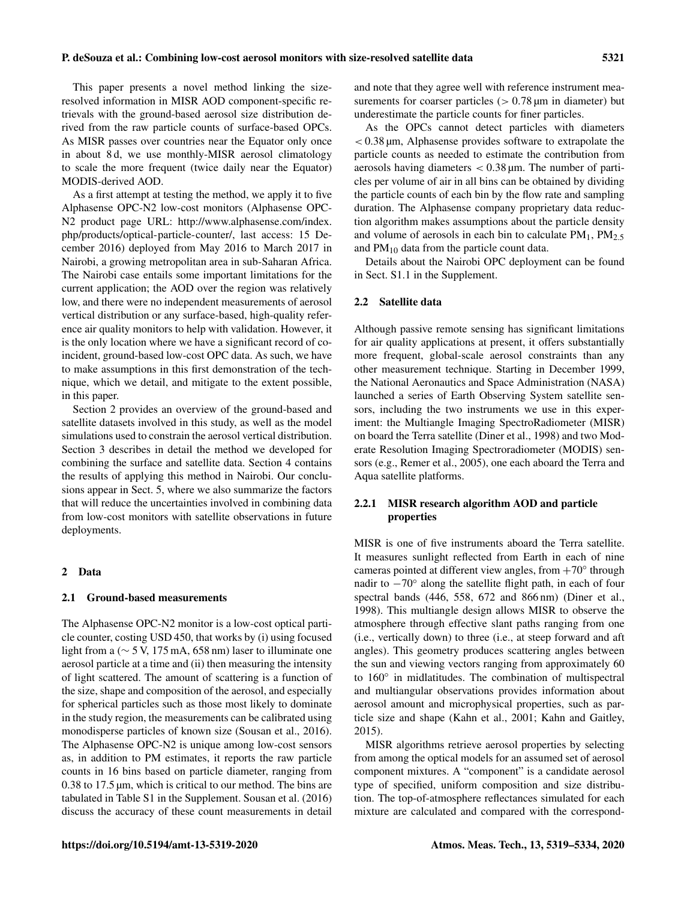This paper presents a novel method linking the size-resolved information in MISR AOD component-specific retrievals with the ground-based aerosol size distribution derived from the raw particle counts of surface-based OPCs. As MISR passes over countries near the Equator only once in about 8 d, we use monthly-MISR aerosol climatology to scale the more frequent (twice daily near the Equator) MODIS-derived AOD.

As a first attempt at testing the method, we apply it to five Alphasense OPC-N2 low-cost monitors (Alphasense OPC-N2 product page URL: http://www.alphasense.com/index.php/products/optical-particle-counter/, last access: 15 December 2016) deployed from May 2016 to March 2017 in Nairobi, a growing metropolitan area in sub-Saharan Africa. The Nairobi case entails some important limitations for the current application; the AOD over the region was relatively low, and there were no independent measurements of aerosol vertical distribution or any surface-based, high-quality reference air quality monitors to help with validation. However, it is the only location where we have a significant record of coincident, ground-based low-cost OPC data. As such, we have to make assumptions in this first demonstration of the technique, which we detail, and mitigate to the extent possible, in this paper.

Section 2 provides an overview of the ground-based and satellite datasets involved in this study, as well as the model simulations used to constrain the aerosol vertical distribution. Section 3 describes in detail the method we developed for combining the surface and satellite data. Section 4 contains the results of applying this method in Nairobi. Our conclusions appear in Sect. 5, where we also summarize the factors that will reduce the uncertainties involved in combining data from low-cost monitors with satellite observations in future deployments.

## 2 Data

### 2.1 Ground-based measurements

The Alphasense OPC-N2 monitor is a low-cost optical particle counter, costing USD 450, that works by (i) using focused light from a ($\sim$ 5 V, 175 mA, 658 nm) laser to illuminate one aerosol particle at a time and (ii) then measuring the intensity of light scattered. The amount of scattering is a function of the size, shape and composition of the aerosol, and especially for spherical particles such as those most likely to dominate in the study region, the measurements can be calibrated using monodisperse particles of known size (Sousan et al., 2016). The Alphasense OPC-N2 is unique among low-cost sensors as, in addition to PM estimates, it reports the raw particle counts in 16 bins based on particle diameter, ranging from 0.38 to 17.5 µm, which is critical to our method. The bins are tabulated in Table S1 in the Supplement. Sousan et al. (2016) discuss the accuracy of these count measurements in detail and note that they agree well with reference instrument measurements for coarser particles (> 0.78 µm in diameter) but underestimate the particle counts for finer particles.

As the OPCs cannot detect particles with diameters < 0.38 µm, Alphasense provides software to extrapolate the particle counts as needed to estimate the contribution from aerosols having diameters < 0.38 µm. The number of particles per volume of air in all bins can be obtained by dividing the particle counts of each bin by the flow rate and sampling duration. The Alphasense company proprietary data reduction algorithm makes assumptions about the particle density and volume of aerosols in each bin to calculate $PM_1$, $PM_{2.5}$ and $PM_{10}$ data from the particle count data.

Details about the Nairobi OPC deployment can be found in Sect. S1.1 in the Supplement.

### 2.2 Satellite data

Although passive remote sensing has significant limitations for air quality applications at present, it offers substantially more frequent, global-scale aerosol constraints than any other measurement technique. Starting in December 1999, the National Aeronautics and Space Administration (NASA) launched a series of Earth Observing System satellite sensors, including the two instruments we use in this experiment: the Multiangle Imaging SpectroRadiometer (MISR) on board the Terra satellite (Diner et al., 1998) and two Moderate Resolution Imaging Spectroradiometer (MODIS) sensors (e.g., Remer et al., 2005), one each aboard the Terra and Aqua satellite platforms.

#### 2.2.1 MISR research algorithm AOD and particle properties

MISR is one of five instruments aboard the Terra satellite. It measures sunlight reflected from Earth in each of nine cameras pointed at different view angles, from $+70^\circ$ through nadir to $-70^\circ$ along the satellite flight path, in each of four spectral bands (446, 558, 672 and 866 nm) (Diner et al., 1998). This multiangle design allows MISR to observe the atmosphere through effective slant paths ranging from one (i.e., vertically down) to three (i.e., at steep forward and aft angles). This geometry produces scattering angles between the sun and viewing vectors ranging from approximately 60 to 160° in midlatitudes. The combination of multispectral and multiangular observations provides information about aerosol amount and microphysical properties, such as particle size and shape (Kahn et al., 2001; Kahn and Gaitley, 2015).

MISR algorithms retrieve aerosol properties by selecting from among the optical models for an assumed set of aerosol component mixtures. A "component" is a candidate aerosol type of specified, uniform composition and size distribution. The top-of-atmosphere reflectances simulated for each mixture are calculated and compared with the correspond-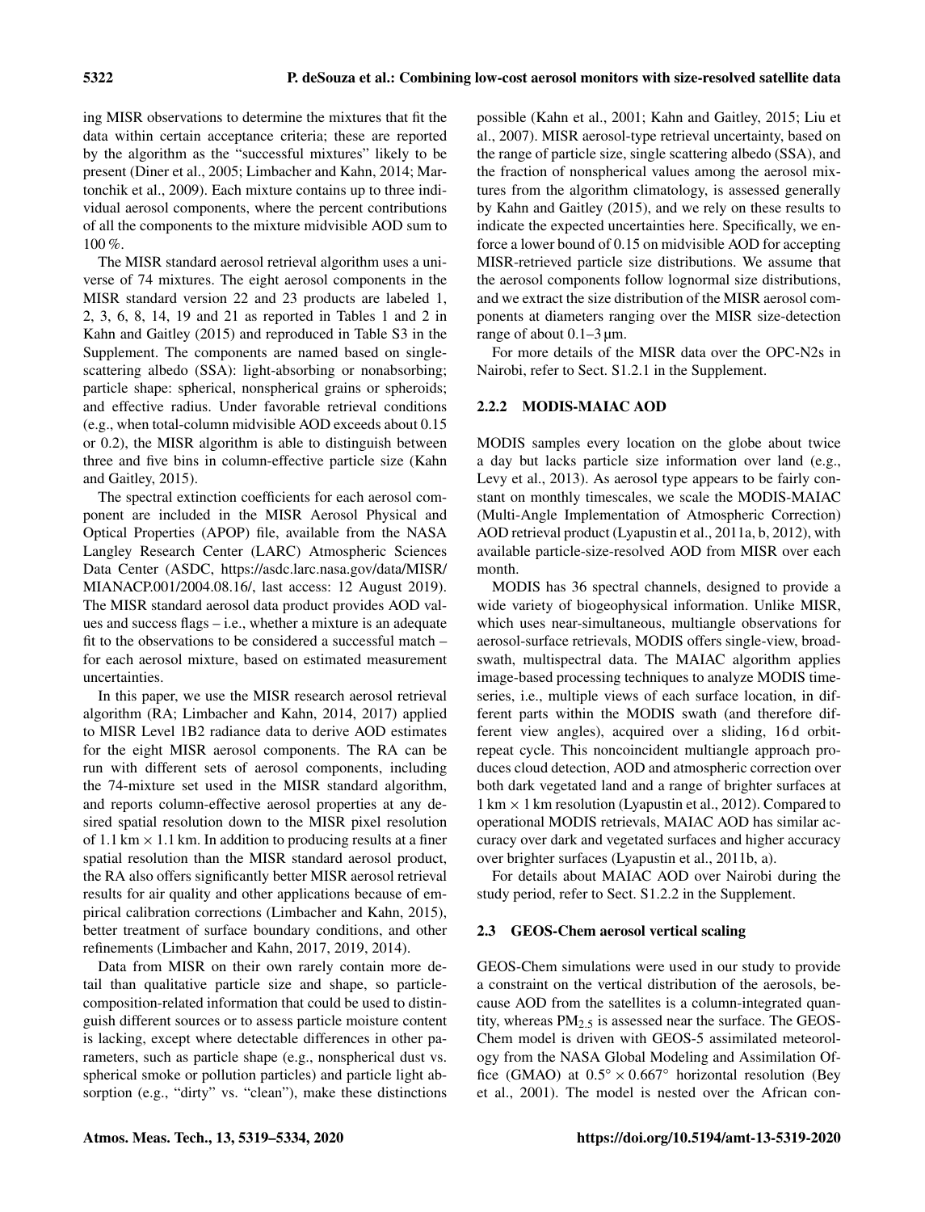ing MISR observations to determine the mixtures that fit the data within certain acceptance criteria; these are reported by the algorithm as the "successful mixtures" likely to be present (Diner et al., 2005; Limbacher and Kahn, 2014; Martonchik et al., 2009). Each mixture contains up to three individual aerosol components, where the percent contributions of all the components to the mixture midvisible AOD sum to 100 %.

The MISR standard aerosol retrieval algorithm uses a universe of 74 mixtures. The eight aerosol components in the MISR standard version 22 and 23 products are labeled 1, 2, 3, 6, 8, 14, 19 and 21 as reported in Tables 1 and 2 in Kahn and Gaitley (2015) and reproduced in Table S3 in the Supplement. The components are named based on single-scattering albedo (SSA): light-absorbing or nonabsorbing; particle shape: spherical, nonspherical grains or spheroids; and effective radius. Under favorable retrieval conditions (e.g., when total-column midvisible AOD exceeds about 0.15 or 0.2), the MISR algorithm is able to distinguish between three and five bins in column-effective particle size (Kahn and Gaitley, 2015).

The spectral extinction coefficients for each aerosol component are included in the MISR Aerosol Physical and Optical Properties (APOP) file, available from the NASA Langley Research Center (LARC) Atmospheric Sciences Data Center (ASDC, https://asdc.larc.nasa.gov/data/MISR/MIANACP.001/2004.08.16/, last access: 12 August 2019). The MISR standard aerosol data product provides AOD values and success flags – i.e., whether a mixture is an adequate fit to the observations to be considered a successful match – for each aerosol mixture, based on estimated measurement uncertainties.

In this paper, we use the MISR research aerosol retrieval algorithm (RA; Limbacher and Kahn, 2014, 2017) applied to MISR Level 1B2 radiance data to derive AOD estimates for the eight MISR aerosol components. The RA can be run with different sets of aerosol components, including the 74-mixture set used in the MISR standard algorithm, and reports column-effective aerosol properties at any desired spatial resolution down to the MISR pixel resolution of 1.1 km $\times$ 1.1 km. In addition to producing results at a finer spatial resolution than the MISR standard aerosol product, the RA also offers significantly better MISR aerosol retrieval results for air quality and other applications because of empirical calibration corrections (Limbacher and Kahn, 2015), better treatment of surface boundary conditions, and other refinements (Limbacher and Kahn, 2017, 2019, 2014).

Data from MISR on their own rarely contain more detail than qualitative particle size and shape, so particle-composition-related information that could be used to distinguish different sources or to assess particle moisture content is lacking, except where detectable differences in other parameters, such as particle shape (e.g., nonspherical dust vs. spherical smoke or pollution particles) and particle light absorption (e.g., "dirty" vs. "clean"), make these distinctions possible (Kahn et al., 2001; Kahn and Gaitley, 2015; Liu et al., 2007). MISR aerosol-type retrieval uncertainty, based on the range of particle size, single scattering albedo (SSA), and the fraction of nonspherical values among the aerosol mixtures from the algorithm climatology, is assessed generally by Kahn and Gaitley (2015), and we rely on these results to indicate the expected uncertainties here. Specifically, we enforce a lower bound of 0.15 on midvisible AOD for accepting MISR-retrieved particle size distributions. We assume that the aerosol components follow lognormal size distributions, and we extract the size distribution of the MISR aerosol components at diameters ranging over the MISR size-detection range of about 0.1–3 µm.

For more details of the MISR data over the OPC-N2s in Nairobi, refer to Sect. S1.2.1 in the Supplement.

### 2.2.2 MODIS-MAIAC AOD

MODIS samples every location on the globe about twice a day but lacks particle size information over land (e.g., Levy et al., 2013). As aerosol type appears to be fairly constant on monthly timescales, we scale the MODIS-MAIAC (Multi-Angle Implementation of Atmospheric Correction) AOD retrieval product (Lyapustin et al., 2011a, b, 2012), with available particle-size-resolved AOD from MISR over each month.

MODIS has 36 spectral channels, designed to provide a wide variety of biogeophysical information. Unlike MISR, which uses near-simultaneous, multiangle observations for aerosol-surface retrievals, MODIS offers single-view, broad-swath, multispectral data. The MAIAC algorithm applies image-based processing techniques to analyze MODIS time-series, i.e., multiple views of each surface location, in different parts within the MODIS swath (and therefore different view angles), acquired over a sliding, 16 d orbit-repeat cycle. This noncoincident multiangle approach produces cloud detection, AOD and atmospheric correction over both dark vegetated land and a range of brighter surfaces at 1 km $\times$ 1 km resolution (Lyapustin et al., 2012). Compared to operational MODIS retrievals, MAIAC AOD has similar accuracy over dark and vegetated surfaces and higher accuracy over brighter surfaces (Lyapustin et al., 2011b, a).

For details about MAIAC AOD over Nairobi during the study period, refer to Sect. S1.2.2 in the Supplement.

## 2.3 GEOS-Chem aerosol vertical scaling

GEOS-Chem simulations were used in our study to provide a constraint on the vertical distribution of the aerosols, because AOD from the satellites is a column-integrated quantity, whereas $PM_{2.5}$ is assessed near the surface. The GEOS-Chem model is driven with GEOS-5 assimilated meteorology from the NASA Global Modeling and Assimilation Office (GMAO) at $0.5^\circ \times 0.667^\circ$ horizontal resolution (Bey et al., 2001). The model is nested over the African con-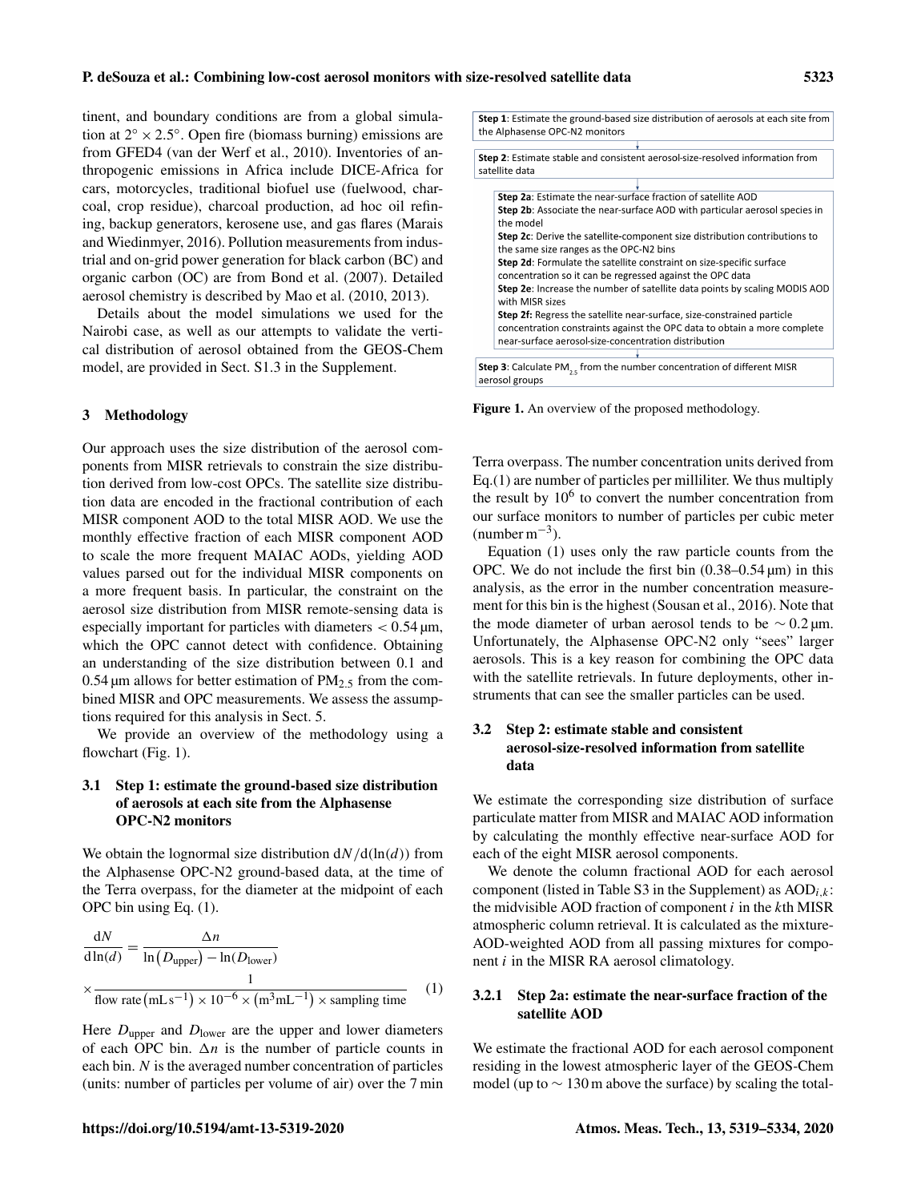tinent, and boundary conditions are from a global simulation at $2^\circ \times 2.5^\circ$. Open fire (biomass burning) emissions are from GFED4 (van der Werf et al., 2010). Inventories of anthropogenic emissions in Africa include DICE-Africa for cars, motorcycles, traditional biofuel use (fuelwood, charcoal, crop residue), charcoal production, ad hoc oil refining, backup generators, kerosene use, and gas flares (Marais and Wiedinmyer, 2016). Pollution measurements from industrial and on-grid power generation for black carbon (BC) and organic carbon (OC) are from Bond et al. (2007). Detailed aerosol chemistry is described by Mao et al. (2010, 2013).

Details about the model simulations we used for the Nairobi case, as well as our attempts to validate the vertical distribution of aerosol obtained from the GEOS-Chem model, are provided in Sect. S1.3 in the Supplement.

## 3 Methodology

Our approach uses the size distribution of the aerosol components from MISR retrievals to constrain the size distribution derived from low-cost OPCs. The satellite size distribution data are encoded in the fractional contribution of each MISR component AOD to the total MISR AOD. We use the monthly effective fraction of each MISR component AOD to scale the more frequent MAIAC AODs, yielding AOD values parsed out for the individual MISR components on a more frequent basis. In particular, the constraint on the aerosol size distribution from MISR remote-sensing data is especially important for particles with diameters $< 0.54\,\mu m$, which the OPC cannot detect with confidence. Obtaining an understanding of the size distribution between 0.1 and $0.54\,\mu m$ allows for better estimation of $PM_{2.5}$ from the combined MISR and OPC measurements. We assess the assumptions required for this analysis in Sect. 5.

We provide an overview of the methodology using a flowchart (Fig. 1).

**Step 1**: Estimate the ground-based size distribution of aerosols at each site from the Alphasense OPC-N2 monitors

**Step 2**: Estimate stable and consistent aerosol-size-resolved information from satellite data

- **Step 2a**: Estimate the near-surface fraction of satellite AOD
- **Step 2b**: Associate the near-surface AOD with particular aerosol species in the model
- **Step 2c**: Derive the satellite-component size distribution contributions to the same size ranges as the OPC-N2 bins
- **Step 2d**: Formulate the satellite constraint on size-specific surface concentration so it can be regressed against the OPC data
- **Step 2e**: Increase the number of satellite data points by scaling MODIS AOD with MISR sizes
- **Step 2f:** Regress the satellite near-surface, size-constrained particle concentration constraints against the OPC data to obtain a more complete near-surface aerosol-size-concentration distribution

**Step 3**: Calculate $PM_{2.5}$ from the number concentration of different MISR aerosol groups

**Figure 1.** An overview of the proposed methodology.

### 3.1 Step 1: estimate the ground-based size distribution of aerosols at each site from the Alphasense OPC-N2 monitors

We obtain the lognormal size distribution $dN/d(\ln(d))$ from the Alphasense OPC-N2 ground-based data, at the time of the Terra overpass, for the diameter at the midpoint of each OPC bin using Eq. (1).

$$\frac{dN}{d\ln(d)} = \frac{\Delta n}{\ln(D_{\text{upper}}) - \ln(D_{\text{lower}})} \times \frac{1}{\text{flow rate}\left(\text{mL}\,\text{s}^{-1}\right) \times 10^{-6} \times \left(\text{m}^3\text{mL}^{-1}\right) \times \text{sampling time}} \quad (1)$$

Here $D_{\text{upper}}$ and $D_{\text{lower}}$ are the upper and lower diameters of each OPC bin. $\Delta n$ is the number of particle counts in each bin. $N$ is the averaged number concentration of particles (units: number of particles per volume of air) over the 7 min Terra overpass. The number concentration units derived from Eq.(1) are number of particles per milliliter. We thus multiply the result by $10^6$ to convert the number concentration from our surface monitors to number of particles per cubic meter (number $m^{-3}$).

Equation (1) uses only the raw particle counts from the OPC. We do not include the first bin (0.38–0.54 µm) in this analysis, as the error in the number concentration measurement for this bin is the highest (Sousan et al., 2016). Note that the mode diameter of urban aerosol tends to be $\sim 0.2\,\mu m$. Unfortunately, the Alphasense OPC-N2 only "sees" larger aerosols. This is a key reason for combining the OPC data with the satellite retrievals. In future deployments, other instruments that can see the smaller particles can be used.

### 3.2 Step 2: estimate stable and consistent aerosol-size-resolved information from satellite data

We estimate the corresponding size distribution of surface particulate matter from MISR and MAIAC AOD information by calculating the monthly effective near-surface AOD for each of the eight MISR aerosol components.

We denote the column fractional AOD for each aerosol component (listed in Table S3 in the Supplement) as $AOD_{i,k}$: the midvisible AOD fraction of component $i$ in the $k$th MISR atmospheric column retrieval. It is calculated as the mixture-AOD-weighted AOD from all passing mixtures for component $i$ in the MISR RA aerosol climatology.

#### 3.2.1 Step 2a: estimate the near-surface fraction of the satellite AOD

We estimate the fractional AOD for each aerosol component residing in the lowest atmospheric layer of the GEOS-Chem model (up to $\sim 130$ m above the surface) by scaling the total-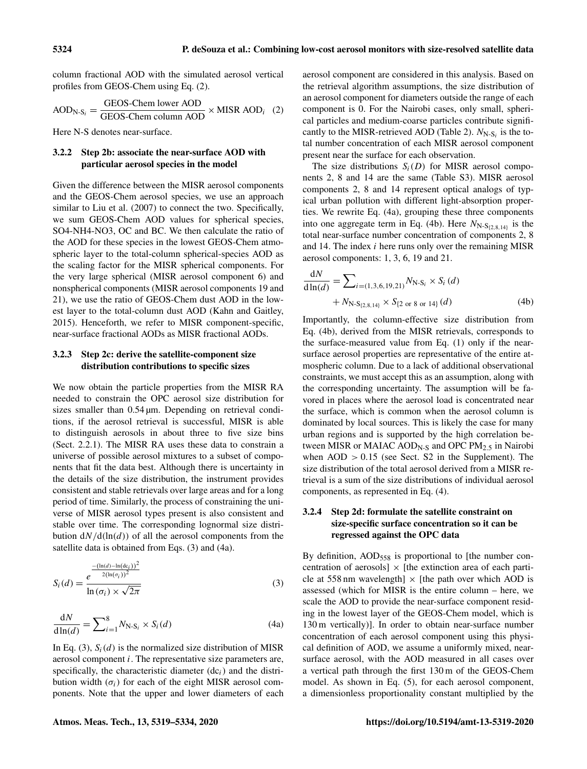column fractional AOD with the simulated aerosol vertical profiles from GEOS-Chem using Eq. (2).

$$\mathrm{AOD}_{\mathrm{N\text{-}S}_i} = \frac{\text{GEOS-Chem lower AOD}}{\text{GEOS-Chem column AOD}} \times \text{MISR AOD}_i \quad (2)$$

Here N-S denotes near-surface.

#### 3.2.2 Step 2b: associate the near-surface AOD with particular aerosol species in the model

Given the difference between the MISR aerosol components and the GEOS-Chem aerosol species, we use an approach similar to Liu et al. (2007) to connect the two. Specifically, we sum GEOS-Chem AOD values for spherical species, SO4-NH4-NO3, OC and BC. We then calculate the ratio of the AOD for these species in the lowest GEOS-Chem atmospheric layer to the total-column spherical-species AOD as the scaling factor for the MISR spherical components. For the very large spherical (MISR aerosol component 6) and nonspherical components (MISR aerosol components 19 and 21), we use the ratio of GEOS-Chem dust AOD in the lowest layer to the total-column dust AOD (Kahn and Gaitley, 2015). Henceforth, we refer to MISR component-specific, near-surface fractional AODs as MISR fractional AODs.

#### 3.2.3 Step 2c: derive the satellite-component size distribution contributions to specific sizes

We now obtain the particle properties from the MISR RA needed to constrain the OPC aerosol size distribution for sizes smaller than 0.54 µm. Depending on retrieval conditions, if the aerosol retrieval is successful, MISR is able to distinguish aerosols in about three to five size bins (Sect. 2.2.1). The MISR RA uses these data to constrain a universe of possible aerosol mixtures to a subset of components that fit the data best. Although there is uncertainty in the details of the size distribution, the instrument provides consistent and stable retrievals over large areas and for a long period of time. Similarly, the process of constraining the universe of MISR aerosol types present is also consistent and stable over time. The corresponding lognormal size distribution $\mathrm{d}N/\mathrm{d}(\ln(d))$ of all the aerosol components from the satellite data is obtained from Eqs. (3) and (4a).

$$S_i(d) = \frac{e^{\frac{-(\ln(d)-\ln(\mathrm{dc}_i))^2}{2(\ln(\sigma_i))^2}}}{\ln(\sigma_i) \times \sqrt{2\pi}} \quad (3)$$

$$\frac{\mathrm{d}N}{\mathrm{d}\ln(d)} = \sum\nolimits_{i=1}^{8} N_{\mathrm{N\text{-}S}_i} \times S_i(d) \quad (4a)$$

In Eq. (3), $S_i(d)$ is the normalized size distribution of MISR aerosol component $i$. The representative size parameters are, specifically, the characteristic diameter ($\mathrm{dc}_i$) and the distribution width ($\sigma_i$) for each of the eight MISR aerosol components. Note that the upper and lower diameters of each aerosol component are considered in this analysis. Based on the retrieval algorithm assumptions, the size distribution of an aerosol component for diameters outside the range of each component is 0. For the Nairobi cases, only small, spherical particles and medium-coarse particles contribute significantly to the MISR-retrieved AOD (Table 2). $N_{\mathrm{N\text{-}S}_i}$ is the total number concentration of each MISR aerosol component present near the surface for each observation.

The size distributions $S_i(D)$ for MISR aerosol components 2, 8 and 14 are the same (Table S3). MISR aerosol components 2, 8 and 14 represent optical analogs of typical urban pollution with different light-absorption properties. We rewrite Eq. (4a), grouping these three components into one aggregate term in Eq. (4b). Here $N_{\mathrm{N\text{-}S}_{\{2,8,14\}}}$ is the total near-surface number concentration of components 2, 8 and 14. The index $i$ here runs only over the remaining MISR aerosol components: 1, 3, 6, 19 and 21.

$$\frac{\mathrm{d}N}{\mathrm{d}\ln(d)} = \sum\nolimits_{i=(1,3,6,19,21)} N_{\mathrm{N\text{-}S}_i} \times S_i(d) + N_{\mathrm{N\text{-}S}_{\{2,8,14\}}} \times S_{\{2 \text{ or } 8 \text{ or } 14\}}(d) \quad (4b)$$

Importantly, the column-effective size distribution from Eq. (4b), derived from the MISR retrievals, corresponds to the surface-measured value from Eq. (1) only if the near-surface aerosol properties are representative of the entire atmospheric column. Due to a lack of additional observational constraints, we must accept this as an assumption, along with the corresponding uncertainty. The assumption will be favored in places where the aerosol load is concentrated near the surface, which is common when the aerosol column is dominated by local sources. This is likely the case for many urban regions and is supported by the high correlation between MISR or MAIAC $\mathrm{AOD}_{\mathrm{N\text{-}S}}$ and OPC $\mathrm{PM}_{2.5}$ in Nairobi when AOD $> 0.15$ (see Sect. S2 in the Supplement). The size distribution of the total aerosol derived from a MISR retrieval is a sum of the size distributions of individual aerosol components, as represented in Eq. (4).

#### 3.2.4 Step 2d: formulate the satellite constraint on size-specific surface concentration so it can be regressed against the OPC data

By definition, $\mathrm{AOD}_{558}$ is proportional to [the number concentration of aerosols] × [the extinction area of each particle at 558 nm wavelength] × [the path over which AOD is assessed (which for MISR is the entire column – here, we scale the AOD to provide the near-surface component residing in the lowest layer of the GEOS-Chem model, which is 130 m vertically)]. In order to obtain near-surface number concentration of each aerosol component using this physical definition of AOD, we assume a uniformly mixed, near-surface aerosol, with the AOD measured in all cases over a vertical path through the first 130 m of the GEOS-Chem model. As shown in Eq. (5), for each aerosol component, a dimensionless proportionality constant multiplied by the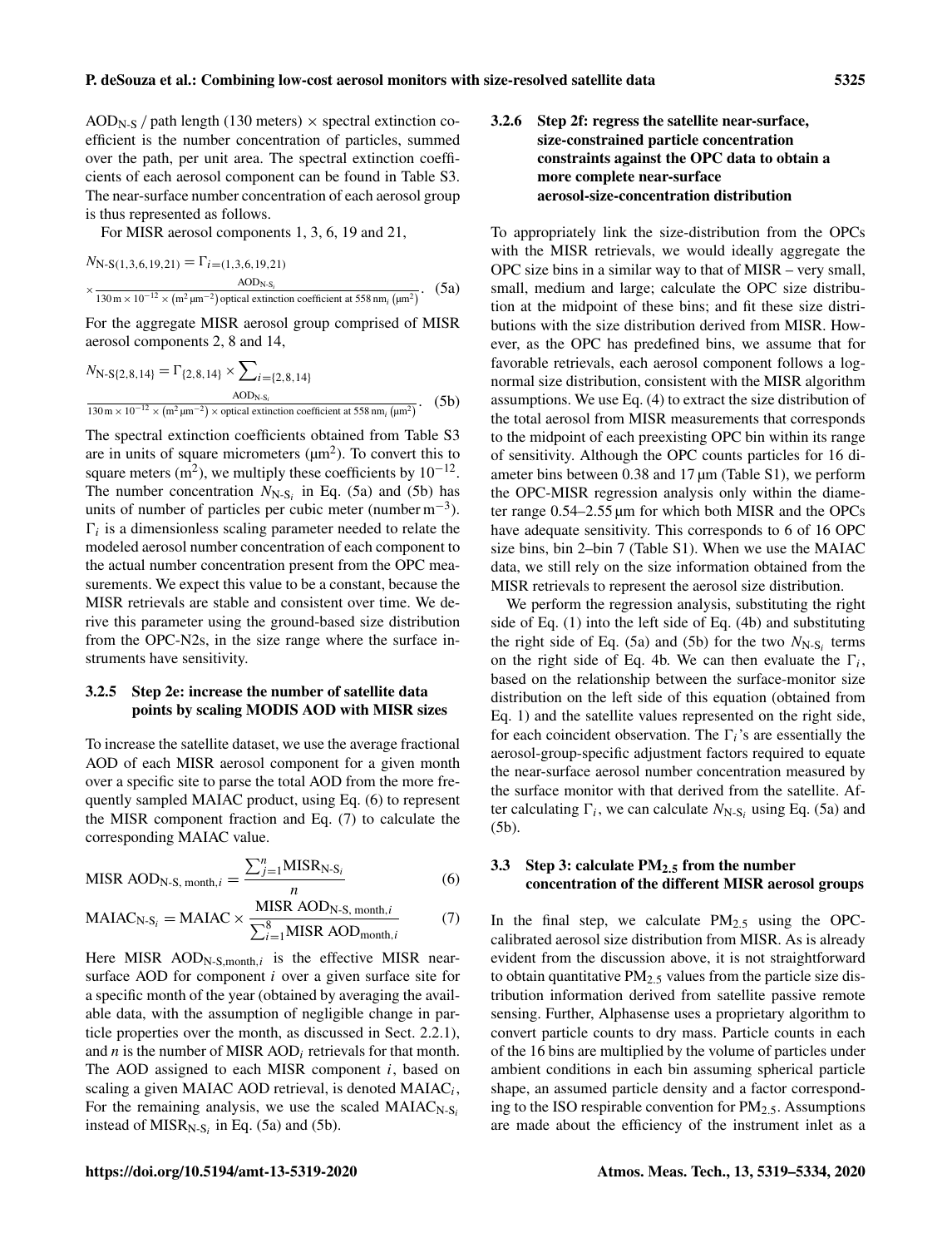$AOD_{N\text{-}S}$ / path length (130 meters) × spectral extinction coefficient is the number concentration of particles, summed over the path, per unit area. The spectral extinction coefficients of each aerosol component can be found in Table S3. The near-surface number concentration of each aerosol group is thus represented as follows.

For MISR aerosol components 1, 3, 6, 19 and 21,

$$N_{\text{N-S}(1,3,6,19,21)} = \Gamma_{i=(1,3,6,19,21)} \times \frac{\text{AOD}_{\text{N-S}_i}}{130\,\text{m} \times 10^{-12} \times (\text{m}^2\,\mu\text{m}^{-2})\,\text{optical extinction coefficient at } 558\,\text{nm}_i\,(\mu\text{m}^2)}. \quad (5a)$$

For the aggregate MISR aerosol group comprised of MISR aerosol components 2, 8 and 14,

$$N_{\text{N-S}\{2,8,14\}} = \Gamma_{\{2,8,14\}} \times \sum\nolimits_{i=\{2,8,14\}} \frac{\text{AOD}_{\text{N-S}_i}}{130\,\text{m} \times 10^{-12} \times (\text{m}^2\,\mu\text{m}^{-2}) \times \text{optical extinction coefficient at } 558\,\text{nm}_i\,(\mu\text{m}^2)}. \quad (5b)$$

The spectral extinction coefficients obtained from Table S3 are in units of square micrometers ($\mu\text{m}^2$). To convert this to square meters ($\text{m}^2$), we multiply these coefficients by $10^{-12}$. The number concentration $N_{\text{N-S}_i}$ in Eq. (5a) and (5b) has units of number of particles per cubic meter (number $\text{m}^{-3}$). $\Gamma_i$ is a dimensionless scaling parameter needed to relate the modeled aerosol number concentration of each component to the actual number concentration present from the OPC measurements. We expect this value to be a constant, because the MISR retrievals are stable and consistent over time. We derive this parameter using the ground-based size distribution from the OPC-N2s, in the size range where the surface instruments have sensitivity.

### 3.2.5 Step 2e: increase the number of satellite data points by scaling MODIS AOD with MISR sizes

To increase the satellite dataset, we use the average fractional AOD of each MISR aerosol component for a given month over a specific site to parse the total AOD from the more frequently sampled MAIAC product, using Eq. (6) to represent the MISR component fraction and Eq. (7) to calculate the corresponding MAIAC value.

$$\text{MISR AOD}_{\text{N-S, month},i} = \frac{\sum_{j=1}^{n} \text{MISR}_{\text{N-S}_i}}{n} \quad (6)$$

$$\text{MAIAC}_{\text{N-S}_i} = \text{MAIAC} \times \frac{\text{MISR AOD}_{\text{N-S, month},i}}{\sum_{i=1}^{8} \text{MISR AOD}_{\text{month},i}} \quad (7)$$

Here MISR $\text{AOD}_{\text{N-S,month},i}$ is the effective MISR near-surface AOD for component $i$ over a given surface site for a specific month of the year (obtained by averaging the available data, with the assumption of negligible change in particle properties over the month, as discussed in Sect. 2.2.1), and $n$ is the number of MISR $\text{AOD}_i$ retrievals for that month. The AOD assigned to each MISR component $i$, based on scaling a given MAIAC AOD retrieval, is denoted $\text{MAIAC}_i$. For the remaining analysis, we use the scaled $\text{MAIAC}_{\text{N-S}_i}$ instead of $\text{MISR}_{\text{N-S}_i}$ in Eq. (5a) and (5b).

### 3.2.6 Step 2f: regress the satellite near-surface, size-constrained particle concentration constraints against the OPC data to obtain a more complete near-surface aerosol-size-concentration distribution

To appropriately link the size-distribution from the OPCs with the MISR retrievals, we would ideally aggregate the OPC size bins in a similar way to that of MISR – very small, small, medium and large; calculate the OPC size distribution at the midpoint of these bins; and fit these size distributions with the size distribution derived from MISR. However, as the OPC has predefined bins, we assume that for favorable retrievals, each aerosol component follows a lognormal size distribution, consistent with the MISR algorithm assumptions. We use Eq. (4) to extract the size distribution of the total aerosol from MISR measurements that corresponds to the midpoint of each preexisting OPC bin within its range of sensitivity. Although the OPC counts particles for 16 diameter bins between 0.38 and 17 µm (Table S1), we perform the OPC-MISR regression analysis only within the diameter range 0.54–2.55 µm for which both MISR and the OPCs have adequate sensitivity. This corresponds to 6 of 16 OPC size bins, bin 2–bin 7 (Table S1). When we use the MAIAC data, we still rely on the size information obtained from the MISR retrievals to represent the aerosol size distribution.

We perform the regression analysis, substituting the right side of Eq. (1) into the left side of Eq. (4b) and substituting the right side of Eq. (5a) and (5b) for the two $N_{\text{N-S}_i}$ terms on the right side of Eq. 4b. We can then evaluate the $\Gamma_i$, based on the relationship between the surface-monitor size distribution on the left side of this equation (obtained from Eq. 1) and the satellite values represented on the right side, for each coincident observation. The $\Gamma_i$'s are essentially the aerosol-group-specific adjustment factors required to equate the near-surface aerosol number concentration measured by the surface monitor with that derived from the satellite. After calculating $\Gamma_i$, we can calculate $N_{\text{N-S}_i}$ using Eq. (5a) and (5b).

## 3.3 Step 3: calculate $PM_{2.5}$ from the number concentration of the different MISR aerosol groups

In the final step, we calculate $PM_{2.5}$ using the OPC-calibrated aerosol size distribution from MISR. As is already evident from the discussion above, it is not straightforward to obtain quantitative $PM_{2.5}$ values from the particle size distribution information derived from satellite passive remote sensing. Further, Alphasense uses a proprietary algorithm to convert particle counts to dry mass. Particle counts in each of the 16 bins are multiplied by the volume of particles under ambient conditions in each bin assuming spherical particle shape, an assumed particle density and a factor corresponding to the ISO respirable convention for $PM_{2.5}$. Assumptions are made about the efficiency of the instrument inlet as a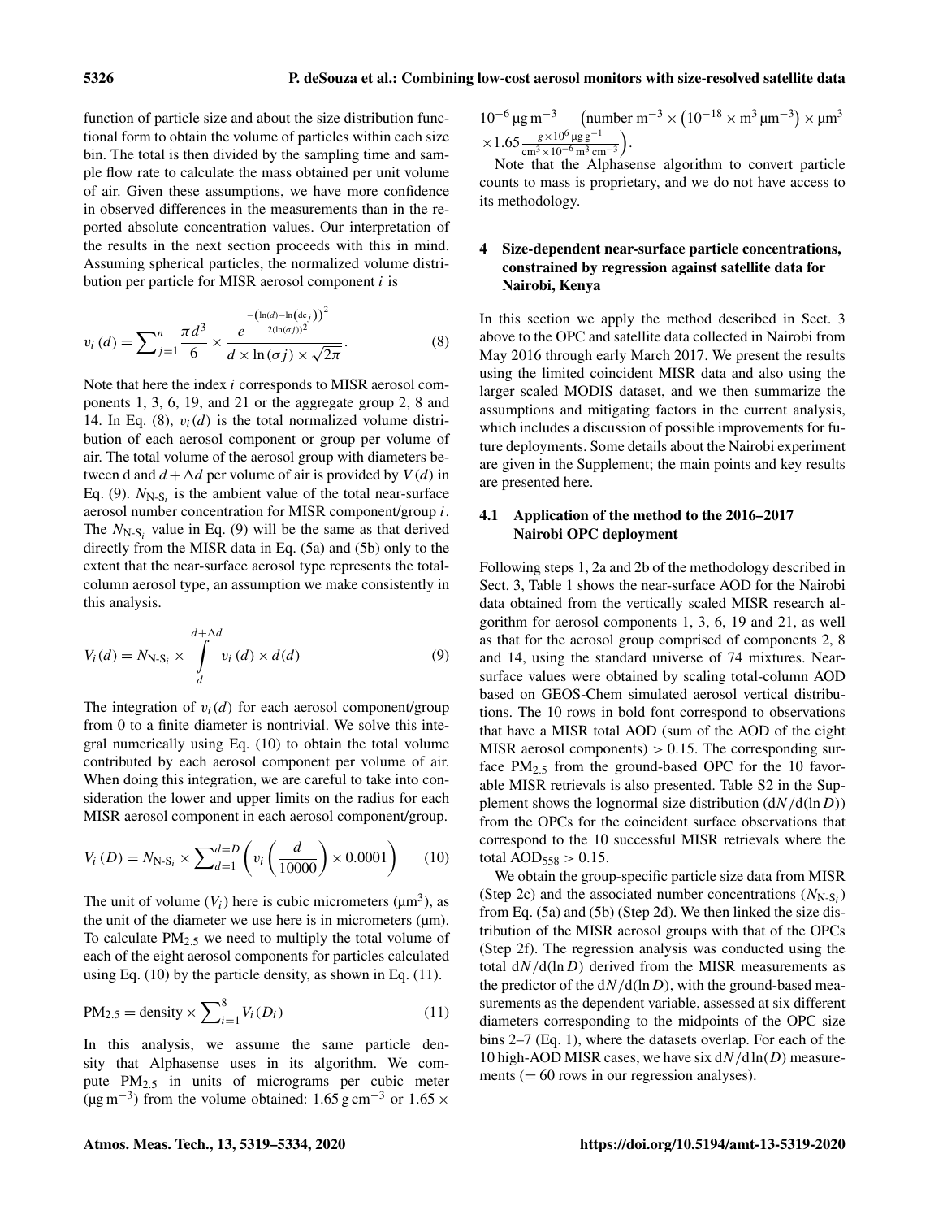function of particle size and about the size distribution functional form to obtain the volume of particles within each size bin. The total is then divided by the sampling time and sample flow rate to calculate the mass obtained per unit volume of air. Given these assumptions, we have more confidence in observed differences in the measurements than in the reported absolute concentration values. Our interpretation of the results in the next section proceeds with this in mind. Assuming spherical particles, the normalized volume distribution per particle for MISR aerosol component $i$ is

$$v_i(d) = \sum_{j=1}^{n} \frac{\pi d^3}{6} \times \frac{e^{\frac{-\left(\ln(d) - \ln\left(\mathrm{dc}_j\right)\right)^2}{2(\ln(\sigma j))^2}}}{d \times \ln(\sigma j) \times \sqrt{2\pi}}. \tag{8}$$

Note that here the index $i$ corresponds to MISR aerosol components 1, 3, 6, 19, and 21 or the aggregate group 2, 8 and 14. In Eq. (8), $v_i(d)$ is the total normalized volume distribution of each aerosol component or group per volume of air. The total volume of the aerosol group with diameters between d and $d + \Delta d$ per volume of air is provided by $V(d)$ in Eq. (9). $N_{\text{N-S}_i}$ is the ambient value of the total near-surface aerosol number concentration for MISR component/group $i$. The $N_{\text{N-S}_i}$ value in Eq. (9) will be the same as that derived directly from the MISR data in Eq. (5a) and (5b) only to the extent that the near-surface aerosol type represents the total-column aerosol type, an assumption we make consistently in this analysis.

$$V_i(d) = N_{\text{N-S}_i} \times \int_{d}^{d+\Delta d} v_i(d) \times d(d) \tag{9}$$

The integration of $v_i(d)$ for each aerosol component/group from 0 to a finite diameter is nontrivial. We solve this integral numerically using Eq. (10) to obtain the total volume contributed by each aerosol component per volume of air. When doing this integration, we are careful to take into consideration the lower and upper limits on the radius for each MISR aerosol component in each aerosol component/group.

$$V_i(D) = N_{\text{N-S}_i} \times \sum_{d=1}^{d=D} \left( v_i\left(\frac{d}{10000}\right) \times 0.0001 \right) \tag{10}$$

The unit of volume ($V_i$) here is cubic micrometers (µm$^3$), as the unit of the diameter we use here is in micrometers (µm). To calculate $\text{PM}_{2.5}$ we need to multiply the total volume of each of the eight aerosol components for particles calculated using Eq. (10) by the particle density, as shown in Eq. (11).

$$\text{PM}_{2.5} = \text{density} \times \sum_{i=1}^{8} V_i(D_i) \tag{11}$$

In this analysis, we assume the same particle density that Alphasense uses in its algorithm. We compute $\text{PM}_{2.5}$ in units of micrograms per cubic meter (µg m$^{-3}$) from the volume obtained: 1.65 g cm$^{-3}$ or 1.65 × $10^{-6}$ µg m$^{-3}$ $\left(\text{number m}^{-3} \times \left(10^{-18} \times \text{m}^3\,\mu\text{m}^{-3}\right) \times \mu\text{m}^3 \times 1.65 \frac{g \times 10^6\,\mu\text{g}\,\text{g}^{-1}}{\text{cm}^3 \times 10^{-6}\,\text{m}^3\,\text{cm}^{-3}}\right)$.

Note that the Alphasense algorithm to convert particle counts to mass is proprietary, and we do not have access to its methodology.

## 4 Size-dependent near-surface particle concentrations, constrained by regression against satellite data for Nairobi, Kenya

In this section we apply the method described in Sect. 3 above to the OPC and satellite data collected in Nairobi from May 2016 through early March 2017. We present the results using the limited coincident MISR data and also using the larger scaled MODIS dataset, and we then summarize the assumptions and mitigating factors in the current analysis, which includes a discussion of possible improvements for future deployments. Some details about the Nairobi experiment are given in the Supplement; the main points and key results are presented here.

### 4.1 Application of the method to the 2016–2017 Nairobi OPC deployment

Following steps 1, 2a and 2b of the methodology described in Sect. 3, Table 1 shows the near-surface AOD for the Nairobi data obtained from the vertically scaled MISR research algorithm for aerosol components 1, 3, 6, 19 and 21, as well as that for the aerosol group comprised of components 2, 8 and 14, using the standard universe of 74 mixtures. Near-surface values were obtained by scaling total-column AOD based on GEOS-Chem simulated aerosol vertical distributions. The 10 rows in bold font correspond to observations that have a MISR total AOD (sum of the AOD of the eight MISR aerosol components) > 0.15. The corresponding surface $\text{PM}_{2.5}$ from the ground-based OPC for the 10 favorable MISR retrievals is also presented. Table S2 in the Supplement shows the lognormal size distribution ($\mathrm{d}N/\mathrm{d}(\ln D)$) from the OPCs for the coincident surface observations that correspond to the 10 successful MISR retrievals where the total $\text{AOD}_{558} > 0.15$.

We obtain the group-specific particle size data from MISR (Step 2c) and the associated number concentrations ($N_{\text{N-S}_i}$) from Eq. (5a) and (5b) (Step 2d). We then linked the size distribution of the MISR aerosol groups with that of the OPCs (Step 2f). The regression analysis was conducted using the total $\mathrm{d}N/\mathrm{d}(\ln D)$ derived from the MISR measurements as the predictor of the $\mathrm{d}N/\mathrm{d}(\ln D)$, with the ground-based measurements as the dependent variable, assessed at six different diameters corresponding to the midpoints of the OPC size bins 2–7 (Eq. 1), where the datasets overlap. For each of the 10 high-AOD MISR cases, we have six $\mathrm{d}N/\mathrm{d}\ln(D)$ measurements (= 60 rows in our regression analyses).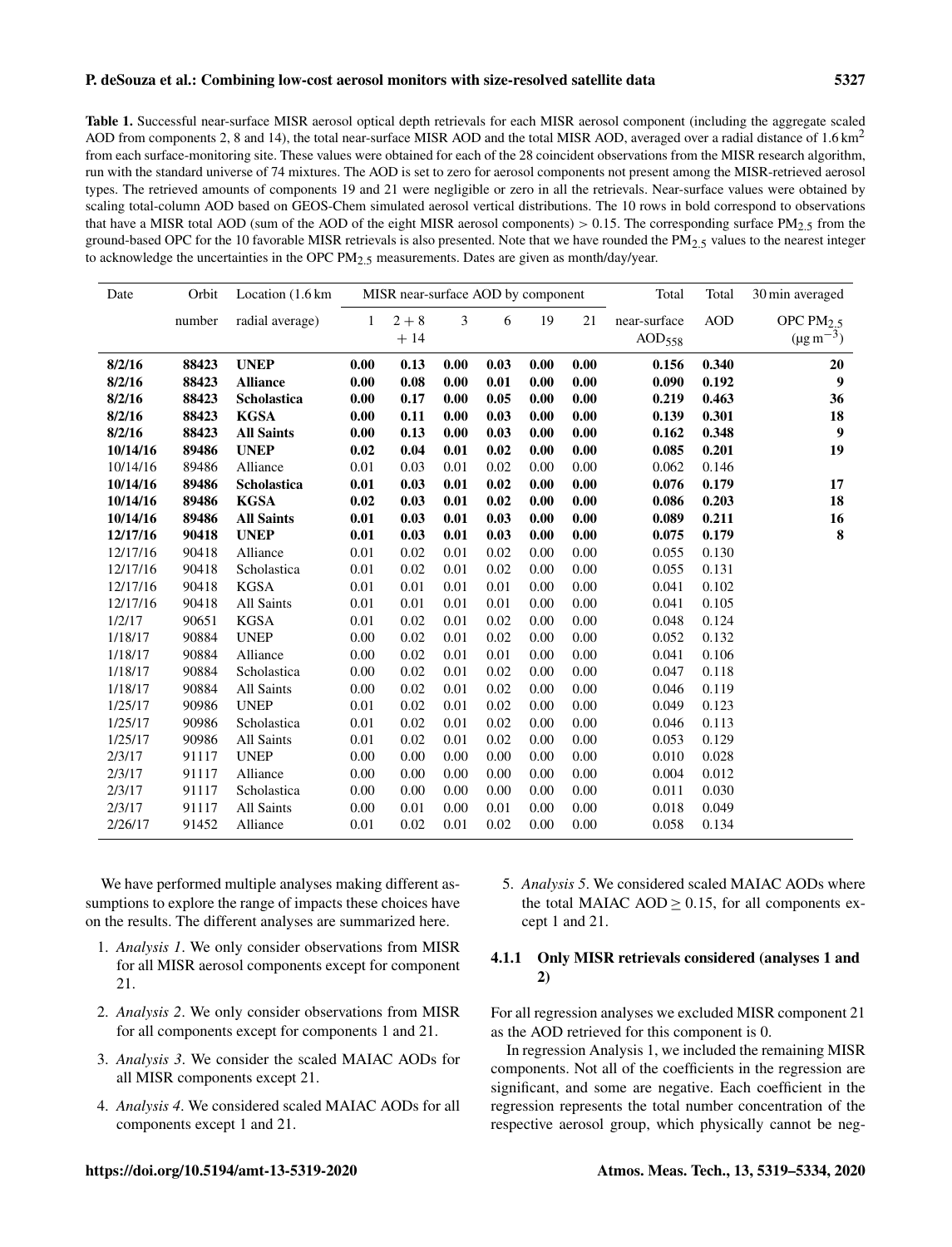**Table 1.** Successful near-surface MISR aerosol optical depth retrievals for each MISR aerosol component (including the aggregate scaled AOD from components 2, 8 and 14), the total near-surface MISR AOD and the total MISR AOD, averaged over a radial distance of 1.6 $km^2$ from each surface-monitoring site. These values were obtained for each of the 28 coincident observations from the MISR research algorithm, run with the standard universe of 74 mixtures. The AOD is set to zero for aerosol components not present among the MISR-retrieved aerosol types. The retrieved amounts of components 19 and 21 were negligible or zero in all the retrievals. Near-surface values were obtained by scaling total-column AOD based on GEOS-Chem simulated aerosol vertical distributions. The 10 rows in bold correspond to observations that have a MISR total AOD (sum of the AOD of the eight MISR aerosol components) > 0.15. The corresponding surface $PM_{2.5}$ from the ground-based OPC for the 10 favorable MISR retrievals is also presented. Note that we have rounded the $PM_{2.5}$ values to the nearest integer to acknowledge the uncertainties in the OPC $PM_{2.5}$ measurements. Dates are given as month/day/year.

| Date | Orbit number | Location (1.6 km radial average) | MISR near-surface AOD by component | | | | | | Total near-surface $AOD_{558}$ | Total AOD | 30 min averaged OPC $PM_{2.5}$ ($\mu g\,m^{-3}$) |
|---|---|---|---|---|---|---|---|---|---|---|---|
| | | | 1 | 2 + 8 + 14 | 3 | 6 | 19 | 21 | | | |
| **8/2/16** | **88423** | **UNEP** | **0.00** | **0.13** | **0.00** | **0.03** | **0.00** | **0.00** | **0.156** | **0.340** | **20** |
| **8/2/16** | **88423** | **Alliance** | **0.00** | **0.08** | **0.00** | **0.01** | **0.00** | **0.00** | **0.090** | **0.192** | **9** |
| **8/2/16** | **88423** | **Scholastica** | **0.00** | **0.17** | **0.00** | **0.05** | **0.00** | **0.00** | **0.219** | **0.463** | **36** |
| **8/2/16** | **88423** | **KGSA** | **0.00** | **0.11** | **0.00** | **0.03** | **0.00** | **0.00** | **0.139** | **0.301** | **18** |
| **8/2/16** | **88423** | **All Saints** | **0.00** | **0.13** | **0.00** | **0.03** | **0.00** | **0.00** | **0.162** | **0.348** | **9** |
| **10/14/16** | **89486** | **UNEP** | **0.02** | **0.04** | **0.01** | **0.02** | **0.00** | **0.00** | **0.085** | **0.201** | **19** |
| 10/14/16 | 89486 | Alliance | 0.01 | 0.03 | 0.01 | 0.02 | 0.00 | 0.00 | 0.062 | 0.146 | |
| **10/14/16** | **89486** | **Scholastica** | **0.01** | **0.03** | **0.01** | **0.02** | **0.00** | **0.00** | **0.076** | **0.179** | **17** |
| **10/14/16** | **89486** | **KGSA** | **0.02** | **0.03** | **0.01** | **0.02** | **0.00** | **0.00** | **0.086** | **0.203** | **18** |
| **10/14/16** | **89486** | **All Saints** | **0.01** | **0.03** | **0.01** | **0.03** | **0.00** | **0.00** | **0.089** | **0.211** | **16** |
| **12/17/16** | **90418** | **UNEP** | **0.01** | **0.03** | **0.01** | **0.03** | **0.00** | **0.00** | **0.075** | **0.179** | **8** |
| 12/17/16 | 90418 | Alliance | 0.01 | 0.02 | 0.01 | 0.02 | 0.00 | 0.00 | 0.055 | 0.130 | |
| 12/17/16 | 90418 | Scholastica | 0.01 | 0.02 | 0.01 | 0.02 | 0.00 | 0.00 | 0.055 | 0.131 | |
| 12/17/16 | 90418 | KGSA | 0.01 | 0.01 | 0.01 | 0.01 | 0.00 | 0.00 | 0.041 | 0.102 | |
| 12/17/16 | 90418 | All Saints | 0.01 | 0.01 | 0.01 | 0.01 | 0.00 | 0.00 | 0.041 | 0.105 | |
| 1/2/17 | 90651 | KGSA | 0.01 | 0.02 | 0.01 | 0.02 | 0.00 | 0.00 | 0.048 | 0.124 | |
| 1/18/17 | 90884 | UNEP | 0.00 | 0.02 | 0.01 | 0.02 | 0.00 | 0.00 | 0.052 | 0.132 | |
| 1/18/17 | 90884 | Alliance | 0.00 | 0.02 | 0.01 | 0.01 | 0.00 | 0.00 | 0.041 | 0.106 | |
| 1/18/17 | 90884 | Scholastica | 0.00 | 0.02 | 0.01 | 0.02 | 0.00 | 0.00 | 0.047 | 0.118 | |
| 1/18/17 | 90884 | All Saints | 0.00 | 0.02 | 0.01 | 0.02 | 0.00 | 0.00 | 0.046 | 0.119 | |
| 1/25/17 | 90986 | UNEP | 0.01 | 0.02 | 0.01 | 0.02 | 0.00 | 0.00 | 0.049 | 0.123 | |
| 1/25/17 | 90986 | Scholastica | 0.01 | 0.02 | 0.01 | 0.02 | 0.00 | 0.00 | 0.046 | 0.113 | |
| 1/25/17 | 90986 | All Saints | 0.01 | 0.02 | 0.01 | 0.02 | 0.00 | 0.00 | 0.053 | 0.129 | |
| 2/3/17 | 91117 | UNEP | 0.00 | 0.00 | 0.00 | 0.00 | 0.00 | 0.00 | 0.010 | 0.028 | |
| 2/3/17 | 91117 | Alliance | 0.00 | 0.00 | 0.00 | 0.00 | 0.00 | 0.00 | 0.004 | 0.012 | |
| 2/3/17 | 91117 | Scholastica | 0.00 | 0.00 | 0.00 | 0.00 | 0.00 | 0.00 | 0.011 | 0.030 | |
| 2/3/17 | 91117 | All Saints | 0.00 | 0.01 | 0.00 | 0.01 | 0.00 | 0.00 | 0.018 | 0.049 | |
| 2/26/17 | 91452 | Alliance | 0.01 | 0.02 | 0.01 | 0.02 | 0.00 | 0.00 | 0.058 | 0.134 | |

We have performed multiple analyses making different assumptions to explore the range of impacts these choices have on the results. The different analyses are summarized here.

1. *Analysis 1*. We only consider observations from MISR for all MISR aerosol components except for component 21.
2. *Analysis 2*. We only consider observations from MISR for all components except for components 1 and 21.
3. *Analysis 3*. We consider the scaled MAIAC AODs for all MISR components except 21.
4. *Analysis 4*. We considered scaled MAIAC AODs for all components except 1 and 21.
5. *Analysis 5*. We considered scaled MAIAC AODs where the total MAIAC AOD $\geq 0.15$, for all components except 1 and 21.

### 4.1.1 Only MISR retrievals considered (analyses 1 and 2)

For all regression analyses we excluded MISR component 21 as the AOD retrieved for this component is 0.

In regression Analysis 1, we included the remaining MISR components. Not all of the coefficients in the regression are significant, and some are negative. Each coefficient in the regression represents the total number concentration of the respective aerosol group, which physically cannot be neg-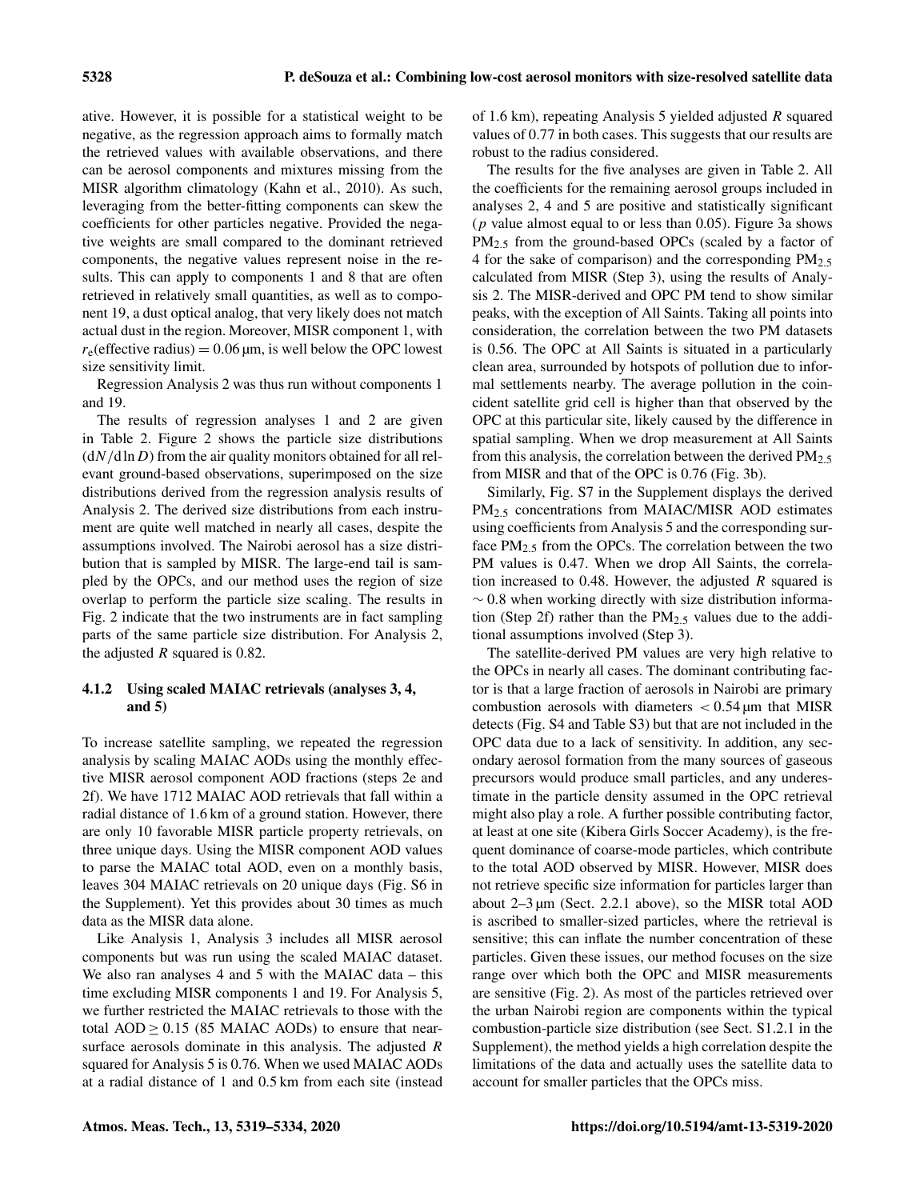ative. However, it is possible for a statistical weight to be negative, as the regression approach aims to formally match the retrieved values with available observations, and there can be aerosol components and mixtures missing from the MISR algorithm climatology (Kahn et al., 2010). As such, leveraging from the better-fitting components can skew the coefficients for other particles negative. Provided the negative weights are small compared to the dominant retrieved components, the negative values represent noise in the results. This can apply to components 1 and 8 that are often retrieved in relatively small quantities, as well as to component 19, a dust optical analog, that very likely does not match actual dust in the region. Moreover, MISR component 1, with $r_e$(effective radius) = 0.06 µm, is well below the OPC lowest size sensitivity limit.

Regression Analysis 2 was thus run without components 1 and 19.

The results of regression analyses 1 and 2 are given in Table 2. Figure 2 shows the particle size distributions ($dN/d\ln D$) from the air quality monitors obtained for all relevant ground-based observations, superimposed on the size distributions derived from the regression analysis results of Analysis 2. The derived size distributions from each instrument are quite well matched in nearly all cases, despite the assumptions involved. The Nairobi aerosol has a size distribution that is sampled by MISR. The large-end tail is sampled by the OPCs, and our method uses the region of size overlap to perform the particle size scaling. The results in Fig. 2 indicate that the two instruments are in fact sampling parts of the same particle size distribution. For Analysis 2, the adjusted $R$ squared is 0.82.

#### 4.1.2 Using scaled MAIAC retrievals (analyses 3, 4, and 5)

To increase satellite sampling, we repeated the regression analysis by scaling MAIAC AODs using the monthly effective MISR aerosol component AOD fractions (steps 2e and 2f). We have 1712 MAIAC AOD retrievals that fall within a radial distance of 1.6 km of a ground station. However, there are only 10 favorable MISR particle property retrievals, on three unique days. Using the MISR component AOD values to parse the MAIAC total AOD, even on a monthly basis, leaves 304 MAIAC retrievals on 20 unique days (Fig. S6 in the Supplement). Yet this provides about 30 times as much data as the MISR data alone.

Like Analysis 1, Analysis 3 includes all MISR aerosol components but was run using the scaled MAIAC dataset. We also ran analyses 4 and 5 with the MAIAC data – this time excluding MISR components 1 and 19. For Analysis 5, we further restricted the MAIAC retrievals to those with the total AOD $\geq 0.15$ (85 MAIAC AODs) to ensure that near-surface aerosols dominate in this analysis. The adjusted $R$ squared for Analysis 5 is 0.76. When we used MAIAC AODs at a radial distance of 1 and 0.5 km from each site (instead of 1.6 km), repeating Analysis 5 yielded adjusted $R$ squared values of 0.77 in both cases. This suggests that our results are robust to the radius considered.

The results for the five analyses are given in Table 2. All the coefficients for the remaining aerosol groups included in analyses 2, 4 and 5 are positive and statistically significant ($p$ value almost equal to or less than 0.05). Figure 3a shows $PM_{2.5}$ from the ground-based OPCs (scaled by a factor of 4 for the sake of comparison) and the corresponding $PM_{2.5}$ calculated from MISR (Step 3), using the results of Analysis 2. The MISR-derived and OPC PM tend to show similar peaks, with the exception of All Saints. Taking all points into consideration, the correlation between the two PM datasets is 0.56. The OPC at All Saints is situated in a particularly clean area, surrounded by hotspots of pollution due to informal settlements nearby. The average pollution in the coincident satellite grid cell is higher than that observed by the OPC at this particular site, likely caused by the difference in spatial sampling. When we drop measurement at All Saints from this analysis, the correlation between the derived $PM_{2.5}$ from MISR and that of the OPC is 0.76 (Fig. 3b).

Similarly, Fig. S7 in the Supplement displays the derived $PM_{2.5}$ concentrations from MAIAC/MISR AOD estimates using coefficients from Analysis 5 and the corresponding surface $PM_{2.5}$ from the OPCs. The correlation between the two PM values is 0.47. When we drop All Saints, the correlation increased to 0.48. However, the adjusted $R$ squared is $\sim 0.8$ when working directly with size distribution information (Step 2f) rather than the $PM_{2.5}$ values due to the additional assumptions involved (Step 3).

The satellite-derived PM values are very high relative to the OPCs in nearly all cases. The dominant contributing factor is that a large fraction of aerosols in Nairobi are primary combustion aerosols with diameters $< 0.54$ µm that MISR detects (Fig. S4 and Table S3) but that are not included in the OPC data due to a lack of sensitivity. In addition, any secondary aerosol formation from the many sources of gaseous precursors would produce small particles, and any underestimate in the particle density assumed in the OPC retrieval might also play a role. A further possible contributing factor, at least at one site (Kibera Girls Soccer Academy), is the frequent dominance of coarse-mode particles, which contribute to the total AOD observed by MISR. However, MISR does not retrieve specific size information for particles larger than about 2–3 µm (Sect. 2.2.1 above), so the MISR total AOD is ascribed to smaller-sized particles, where the retrieval is sensitive; this can inflate the number concentration of these particles. Given these issues, our method focuses on the size range over which both the OPC and MISR measurements are sensitive (Fig. 2). As most of the particles retrieved over the urban Nairobi region are components within the typical combustion-particle size distribution (see Sect. S1.2.1 in the Supplement), the method yields a high correlation despite the limitations of the data and actually uses the satellite data to account for smaller particles that the OPCs miss.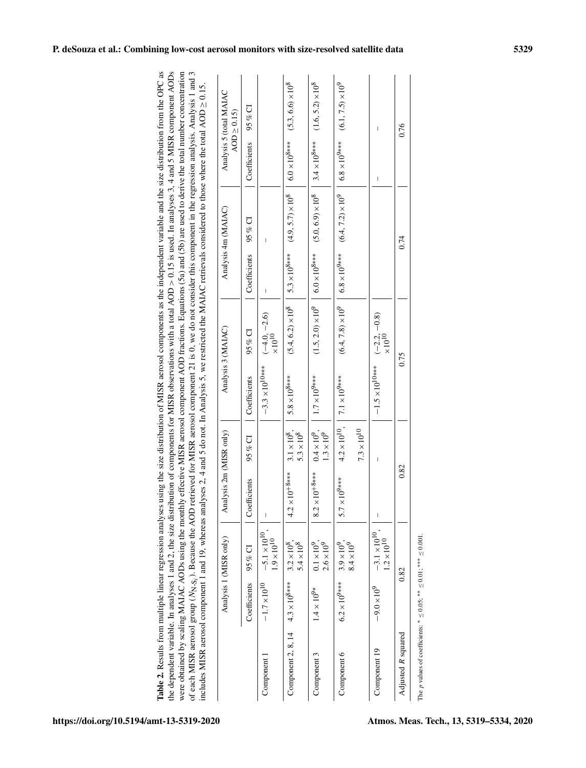**Table 2.** Results from multiple linear regression analyses using the size distribution of MISR aerosol components as the independent variable and the size distribution from the OPC as the dependent variable. In analyses 1 and 2, the size distribution of components for MISR observations with a total AOD > 0.15 is used. In analyses 3, 4 and 5 MISR component AODs were obtained by scaling MAIAC AODs using the monthly effective MISR aerosol component AOD fractions. Equations (5a) and (5b) are used to derive the total number concentration of each MISR aerosol group ($N_{\text{N-}S_i}$). Because the AOD retrieved for MISR aerosol component 21 is 0, we do not consider this component in the regression analysis. Analysis 1 and 3 includes MISR aerosol component 1 and 19, whereas analyses 2, 4 and 5 do not. In Analysis 5, we restricted the MAIAC retrievals considered to those where the total AOD ≥ 0.15.

| | Analysis 1 (MISR only) | | Analysis 2m (MISR only) | | Analysis 3 (MAIAC) | | Analysis 4m (MAIAC) | | Analysis 5 (total MAIAC AOD ≥ 0.15) | |
|---|---|---|---|---|---|---|---|---|---|---|
| | Coefficients | 95 % CI | Coefficients | 95 % CI | Coefficients | 95 % CI | Coefficients | 95 % CI | Coefficients | 95 % CI |
| Component 1 | $-1.7\times10^{10}$ | $-5.1\times10^{10}$, $1.9\times10^{10}$ | – | | $-3.3\times10^{10}$*** | $(-4.0, -2.6)\times10^{10}$ | – | – | | |
| Component 2, 8, 14 | $4.3\times10^{8}$*** | $3.2\times10^{8}$, $5.4\times10^{8}$ | $4.2\times10^{+8}$*** | $3.1\times10^{8}$, $5.3\times10^{8}$ | $5.8\times10^{8}$*** | $(5.4, 6.2)\times10^{8}$ | $5.3\times10^{8}$*** | $(4.9, 5.7)\times10^{8}$ | $6.0\times10^{8}$*** | $(5.3, 6.6)\times10^{8}$ |
| Component 3 | $1.4\times10^{9}$* | $0.1\times10^{9}$, $2.6\times10^{9}$ | $8.2\times10^{+8}$*** | $0.4\times10^{9}$, $1.3\times10^{9}$ | $1.7\times10^{9}$*** | $(1.5, 2.0)\times10^{9}$ | $6.0\times10^{8}$*** | $(5.0, 6.9)\times10^{8}$ | $3.4\times10^{8}$*** | $(1.6, 5.2)\times10^{8}$ |
| Component 6 | $6.2\times10^{9}$*** | $3.9\times10^{9}$, $8.4\times10^{9}$ | $5.7\times10^{9}$*** | $4.2\times10^{10}$, $7.3\times10^{10}$ | $7.1\times10^{9}$*** | $(6.4, 7.8)\times10^{9}$ | $6.8\times10^{9}$*** | $(6.4, 7.2)\times10^{9}$ | $6.8\times10^{9}$*** | $(6.1, 7.5)\times10^{9}$ |
| Component 19 | $-9.0\times10^{9}$ | $-3.1\times10^{10}$, $1.2\times10^{10}$ | – | – | $-1.5\times10^{10}$*** | $(-2.2, -0.8)\times10^{10}$ | | | – | – |
| Adjusted $R$ squared | 0.82 | | 0.82 | | 0.75 | | 0.74 | | 0.76 | |

The $p$ values of coefficients: * ≤ 0.05; ** ≤ 0.01; *** ≤ 0.001.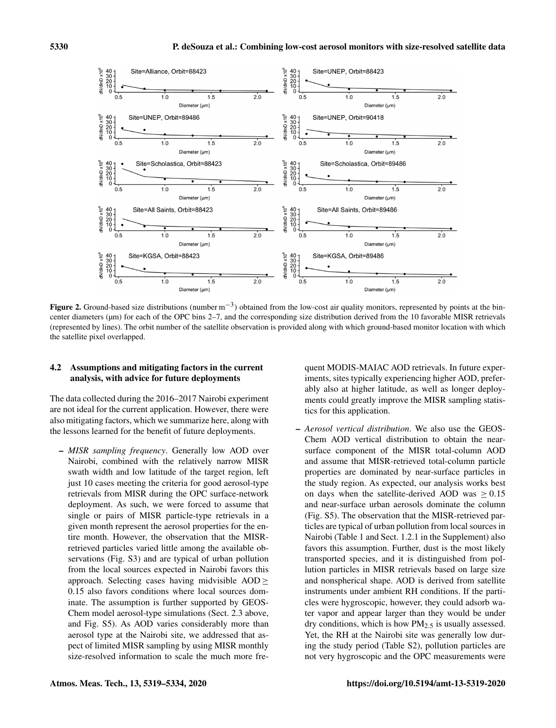**Figure 2.** Ground-based size distributions (number $m^{-3}$) obtained from the low-cost air quality monitors, represented by points at the bin-center diameters (µm) for each of the OPC bins 2–7, and the corresponding size distribution derived from the 10 favorable MISR retrievals (represented by lines). The orbit number of the satellite observation is provided along with which ground-based monitor location with which the satellite pixel overlapped.

### 4.2 Assumptions and mitigating factors in the current analysis, with advice for future deployments

The data collected during the 2016–2017 Nairobi experiment are not ideal for the current application. However, there were also mitigating factors, which we summarize here, along with the lessons learned for the benefit of future deployments.

- *MISR sampling frequency*. Generally low AOD over Nairobi, combined with the relatively narrow MISR swath width and low latitude of the target region, left just 10 cases meeting the criteria for good aerosol-type retrievals from MISR during the OPC surface-network deployment. As such, we were forced to assume that single or pairs of MISR particle-type retrievals in a given month represent the aerosol properties for the entire month. However, the observation that the MISR-retrieved particles varied little among the available observations (Fig. S3) and are typical of urban pollution from the local sources expected in Nairobi favors this approach. Selecting cases having midvisible AOD $\geq$ 0.15 also favors conditions where local sources dominate. The assumption is further supported by GEOS-Chem model aerosol-type simulations (Sect. 2.3 above, and Fig. S5). As AOD varies considerably more than aerosol type at the Nairobi site, we addressed that aspect of limited MISR sampling by using MISR monthly size-resolved information to scale the much more frequent MODIS-MAIAC AOD retrievals. In future experiments, sites typically experiencing higher AOD, preferably also at higher latitude, as well as longer deployments could greatly improve the MISR sampling statistics for this application.
- *Aerosol vertical distribution*. We also use the GEOS-Chem AOD vertical distribution to obtain the near-surface component of the MISR total-column AOD and assume that MISR-retrieved total-column particle properties are dominated by near-surface particles in the study region. As expected, our analysis works best on days when the satellite-derived AOD was $\geq$ 0.15 and near-surface urban aerosols dominate the column (Fig. S5). The observation that the MISR-retrieved particles are typical of urban pollution from local sources in Nairobi (Table 1 and Sect. 1.2.1 in the Supplement) also favors this assumption. Further, dust is the most likely transported species, and it is distinguished from pollution particles in MISR retrievals based on large size and nonspherical shape. AOD is derived from satellite instruments under ambient RH conditions. If the particles were hygroscopic, however, they could adsorb water vapor and appear larger than they would be under dry conditions, which is how $PM_{2.5}$ is usually assessed. Yet, the RH at the Nairobi site was generally low during the study period (Table S2), pollution particles are not very hygroscopic and the OPC measurements were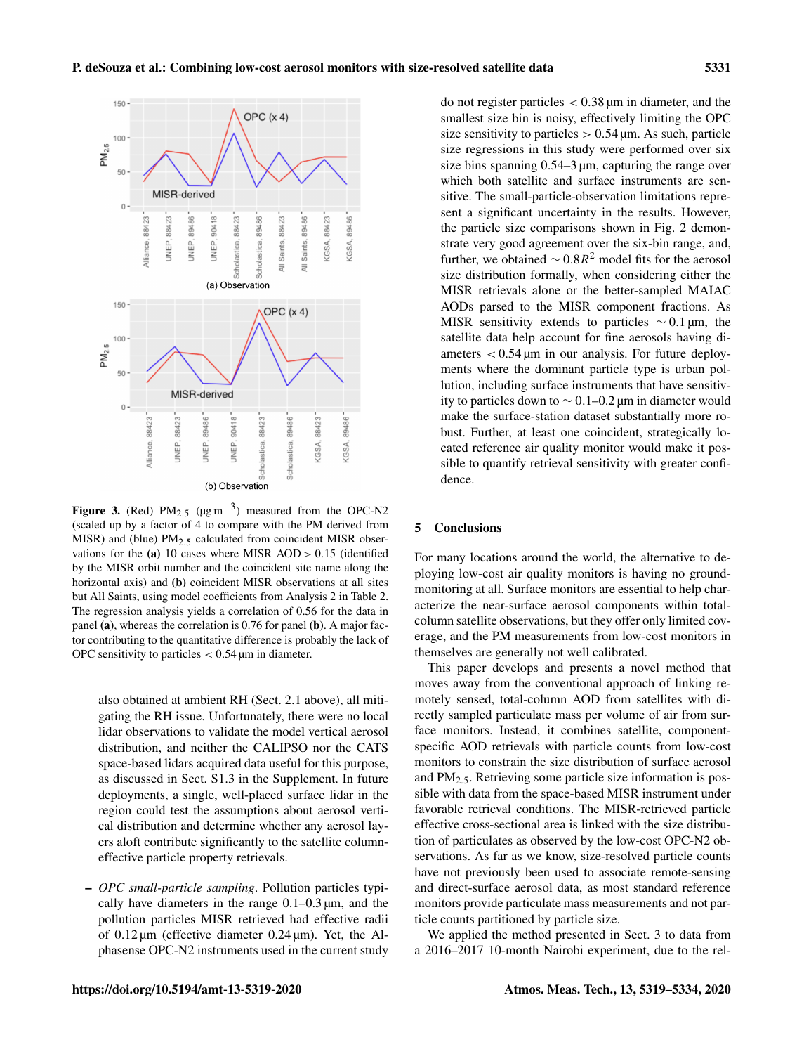Figure 3. (Red) $PM_{2.5}$ ($\mu g\,m^{-3}$) measured from the OPC-N2 (scaled up by a factor of 4 to compare with the PM derived from MISR) and (blue) $PM_{2.5}$ calculated from coincident MISR observations for the **(a)** 10 cases where MISR AOD > 0.15 (identified by the MISR orbit number and the coincident site name along the horizontal axis) and **(b)** coincident MISR observations at all sites but All Saints, using model coefficients from Analysis 2 in Table 2. The regression analysis yields a correlation of 0.56 for the data in panel **(a)**, whereas the correlation is 0.76 for panel **(b)**. A major factor contributing to the quantitative difference is probably the lack of OPC sensitivity to particles < 0.54 µm in diameter.

also obtained at ambient RH (Sect. 2.1 above), all mitigating the RH issue. Unfortunately, there were no local lidar observations to validate the model vertical aerosol distribution, and neither the CALIPSO nor the CATS space-based lidars acquired data useful for this purpose, as discussed in Sect. S1.3 in the Supplement. In future deployments, a single, well-placed surface lidar in the region could test the assumptions about aerosol vertical distribution and determine whether any aerosol layers aloft contribute significantly to the satellite column-effective particle property retrievals.

– *OPC small-particle sampling*. Pollution particles typically have diameters in the range 0.1–0.3 µm, and the pollution particles MISR retrieved had effective radii of 0.12 µm (effective diameter 0.24 µm). Yet, the Alphasense OPC-N2 instruments used in the current study do not register particles < 0.38 µm in diameter, and the smallest size bin is noisy, effectively limiting the OPC size sensitivity to particles > 0.54 µm. As such, particle size regressions in this study were performed over six size bins spanning 0.54–3 µm, capturing the range over which both satellite and surface instruments are sensitive. The small-particle-observation limitations represent a significant uncertainty in the results. However, the particle size comparisons shown in Fig. 2 demonstrate very good agreement over the six-bin range, and, further, we obtained $\sim 0.8R^2$ model fits for the aerosol size distribution formally, when considering either the MISR retrievals alone or the better-sampled MAIAC AODs parsed to the MISR component fractions. As MISR sensitivity extends to particles $\sim 0.1$ µm, the satellite data help account for fine aerosols having diameters < 0.54 µm in our analysis. For future deployments where the dominant particle type is urban pollution, including surface instruments that have sensitivity to particles down to $\sim 0.1$–0.2 µm in diameter would make the surface-station dataset substantially more robust. Further, at least one coincident, strategically located reference air quality monitor would make it possible to quantify retrieval sensitivity with greater confidence.

## 5 Conclusions

For many locations around the world, the alternative to deploying low-cost air quality monitors is having no ground-monitoring at all. Surface monitors are essential to help characterize the near-surface aerosol components within total-column satellite observations, but they offer only limited coverage, and the PM measurements from low-cost monitors in themselves are generally not well calibrated.

This paper develops and presents a novel method that moves away from the conventional approach of linking remotely sensed, total-column AOD from satellites with directly sampled particulate mass per volume of air from surface monitors. Instead, it combines satellite, component-specific AOD retrievals with particle counts from low-cost monitors to constrain the size distribution of surface aerosol and $PM_{2.5}$. Retrieving some particle size information is possible with data from the space-based MISR instrument under favorable retrieval conditions. The MISR-retrieved particle effective cross-sectional area is linked with the size distribution of particulates as observed by the low-cost OPC-N2 observations. As far as we know, size-resolved particle counts have not previously been used to associate remote-sensing and direct-surface aerosol data, as most standard reference monitors provide particulate mass measurements and not particle counts partitioned by particle size.

We applied the method presented in Sect. 3 to data from a 2016–2017 10-month Nairobi experiment, due to the rel-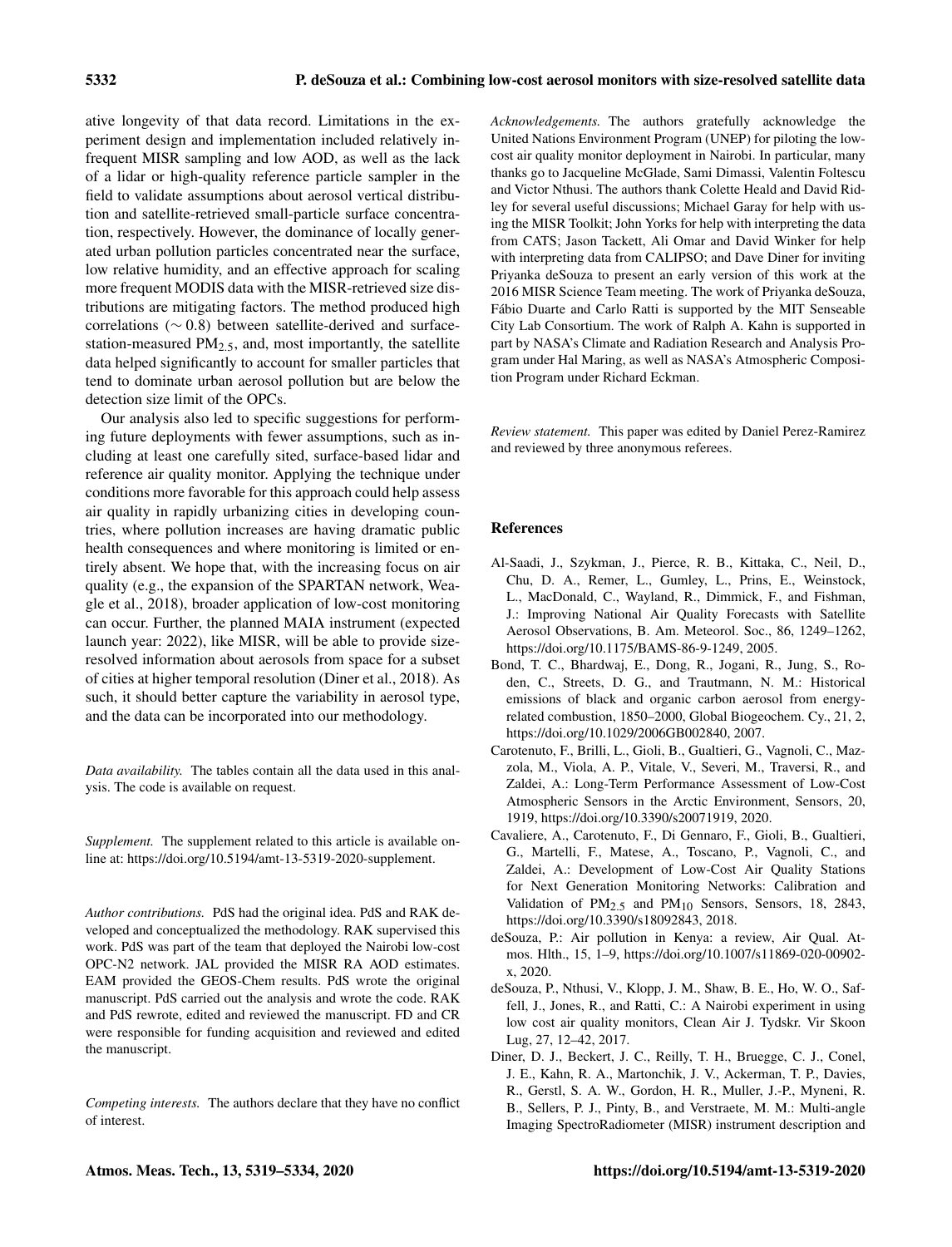ative longevity of that data record. Limitations in the experiment design and implementation included relatively infrequent MISR sampling and low AOD, as well as the lack of a lidar or high-quality reference particle sampler in the field to validate assumptions about aerosol vertical distribution and satellite-retrieved small-particle surface concentration, respectively. However, the dominance of locally generated urban pollution particles concentrated near the surface, low relative humidity, and an effective approach for scaling more frequent MODIS data with the MISR-retrieved size distributions are mitigating factors. The method produced high correlations ($\sim 0.8$) between satellite-derived and surface-station-measured $PM_{2.5}$, and, most importantly, the satellite data helped significantly to account for smaller particles that tend to dominate urban aerosol pollution but are below the detection size limit of the OPCs.

Our analysis also led to specific suggestions for performing future deployments with fewer assumptions, such as including at least one carefully sited, surface-based lidar and reference air quality monitor. Applying the technique under conditions more favorable for this approach could help assess air quality in rapidly urbanizing cities in developing countries, where pollution increases are having dramatic public health consequences and where monitoring is limited or entirely absent. We hope that, with the increasing focus on air quality (e.g., the expansion of the SPARTAN network, Weagle et al., 2018), broader application of low-cost monitoring can occur. Further, the planned MAIA instrument (expected launch year: 2022), like MISR, will be able to provide size-resolved information about aerosols from space for a subset of cities at higher temporal resolution (Diner et al., 2018). As such, it should better capture the variability in aerosol type, and the data can be incorporated into our methodology.

*Data availability.* The tables contain all the data used in this analysis. The code is available on request.

*Supplement.* The supplement related to this article is available online at: https://doi.org/10.5194/amt-13-5319-2020-supplement.

*Author contributions.* PdS had the original idea. PdS and RAK developed and conceptualized the methodology. RAK supervised this work. PdS was part of the team that deployed the Nairobi low-cost OPC-N2 network. JAL provided the MISR RA AOD estimates. EAM provided the GEOS-Chem results. PdS wrote the original manuscript. PdS carried out the analysis and wrote the code. RAK and PdS rewrote, edited and reviewed the manuscript. FD and CR were responsible for funding acquisition and reviewed and edited the manuscript.

*Competing interests.* The authors declare that they have no conflict of interest.

*Acknowledgements.* The authors gratefully acknowledge the United Nations Environment Program (UNEP) for piloting the low-cost air quality monitor deployment in Nairobi. In particular, many thanks go to Jacqueline McGlade, Sami Dimassi, Valentin Foltescu and Victor Nthusi. The authors thank Colette Heald and David Ridley for several useful discussions; Michael Garay for help with using the MISR Toolkit; John Yorks for help with interpreting the data from CATS; Jason Tackett, Ali Omar and David Winker for help with interpreting data from CALIPSO; and Dave Diner for inviting Priyanka deSouza to present an early version of this work at the 2016 MISR Science Team meeting. The work of Priyanka deSouza, Fábio Duarte and Carlo Ratti is supported by the MIT Senseable City Lab Consortium. The work of Ralph A. Kahn is supported in part by NASA's Climate and Radiation Research and Analysis Program under Hal Maring, as well as NASA's Atmospheric Composition Program under Richard Eckman.

*Review statement.* This paper was edited by Daniel Perez-Ramirez and reviewed by three anonymous referees.

## References

Al-Saadi, J., Szykman, J., Pierce, R. B., Kittaka, C., Neil, D., Chu, D. A., Remer, L., Gumley, L., Prins, E., Weinstock, L., MacDonald, C., Wayland, R., Dimmick, F., and Fishman, J.: Improving National Air Quality Forecasts with Satellite Aerosol Observations, B. Am. Meteorol. Soc., 86, 1249–1262, https://doi.org/10.1175/BAMS-86-9-1249, 2005.

Bond, T. C., Bhardwaj, E., Dong, R., Jogani, R., Jung, S., Roden, C., Streets, D. G., and Trautmann, N. M.: Historical emissions of black and organic carbon aerosol from energy-related combustion, 1850–2000, Global Biogeochem. Cy., 21, 2, https://doi.org/10.1029/2006GB002840, 2007.

Carotenuto, F., Brilli, L., Gioli, B., Gualtieri, G., Vagnoli, C., Mazzola, M., Viola, A. P., Vitale, V., Severi, M., Traversi, R., and Zaldei, A.: Long-Term Performance Assessment of Low-Cost Atmospheric Sensors in the Arctic Environment, Sensors, 20, 1919, https://doi.org/10.3390/s20071919, 2020.

Cavaliere, A., Carotenuto, F., Di Gennaro, F., Gioli, B., Gualtieri, G., Martelli, F., Matese, A., Toscano, P., Vagnoli, C., and Zaldei, A.: Development of Low-Cost Air Quality Stations for Next Generation Monitoring Networks: Calibration and Validation of $PM_{2.5}$ and $PM_{10}$ Sensors, Sensors, 18, 2843, https://doi.org/10.3390/s18092843, 2018.

deSouza, P.: Air pollution in Kenya: a review, Air Qual. Atmos. Hlth., 15, 1–9, https://doi.org/10.1007/s11869-020-00902-x, 2020.

deSouza, P., Nthusi, V., Klopp, J. M., Shaw, B. E., Ho, W. O., Saffell, J., Jones, R., and Ratti, C.: A Nairobi experiment in using low cost air quality monitors, Clean Air J. Tydskr. Vir Skoon Lug, 27, 12–42, 2017.

Diner, D. J., Beckert, J. C., Reilly, T. H., Bruegge, C. J., Conel, J. E., Kahn, R. A., Martonchik, J. V., Ackerman, T. P., Davies, R., Gerstl, S. A. W., Gordon, H. R., Muller, J.-P., Myneni, R. B., Sellers, P. J., Pinty, B., and Verstraete, M. M.: Multi-angle Imaging SpectroRadiometer (MISR) instrument description and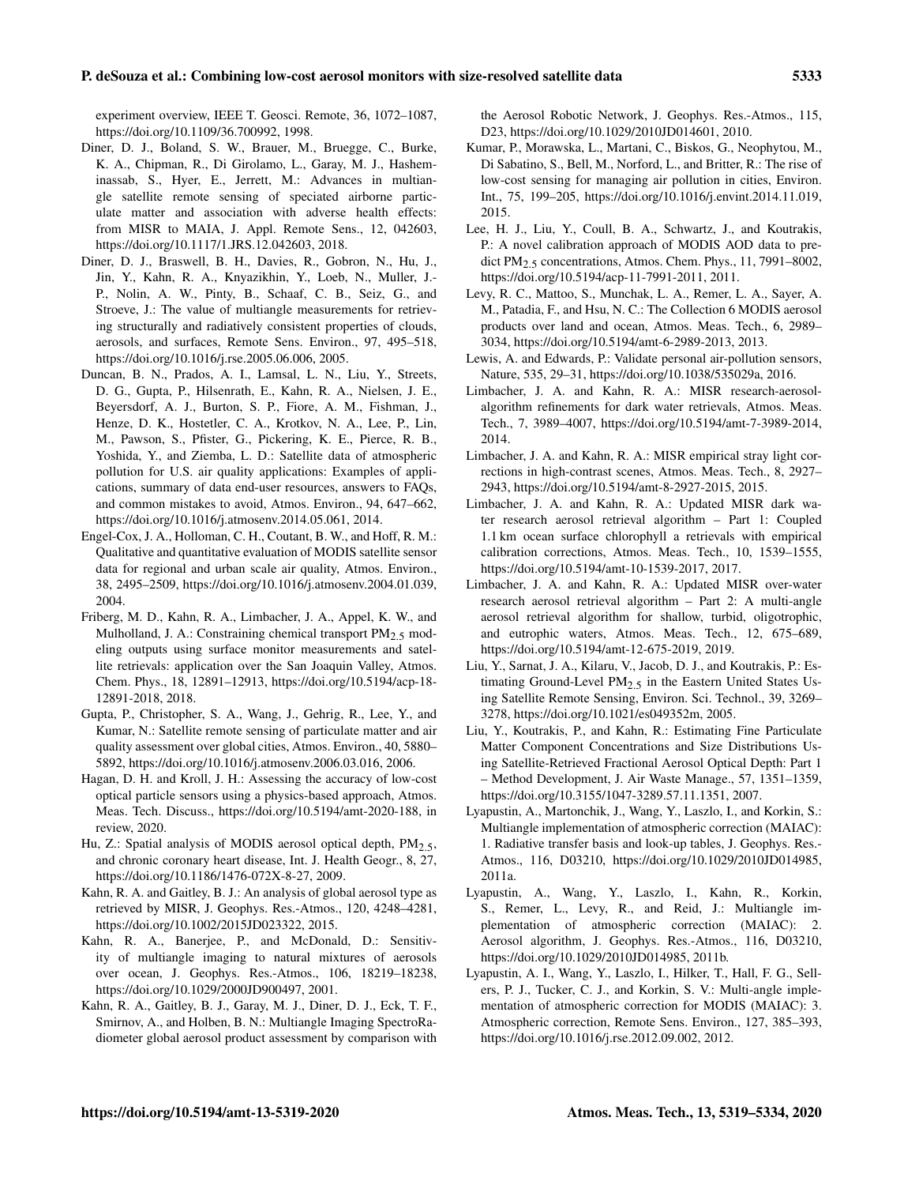experiment overview, IEEE T. Geosci. Remote, 36, 1072–1087, https://doi.org/10.1109/36.700992, 1998.

Diner, D. J., Boland, S. W., Brauer, M., Bruegge, C., Burke, K. A., Chipman, R., Di Girolamo, L., Garay, M. J., Hasheminassab, S., Hyer, E., Jerrett, M.: Advances in multiangle satellite remote sensing of speciated airborne particulate matter and association with adverse health effects: from MISR to MAIA, J. Appl. Remote Sens., 12, 042603, https://doi.org/10.1117/1.JRS.12.042603, 2018.

Diner, D. J., Braswell, B. H., Davies, R., Gobron, N., Hu, J., Jin, Y., Kahn, R. A., Knyazikhin, Y., Loeb, N., Muller, J.-P., Nolin, A. W., Pinty, B., Schaaf, C. B., Seiz, G., and Stroeve, J.: The value of multiangle measurements for retrieving structurally and radiatively consistent properties of clouds, aerosols, and surfaces, Remote Sens. Environ., 97, 495–518, https://doi.org/10.1016/j.rse.2005.06.006, 2005.

Duncan, B. N., Prados, A. I., Lamsal, L. N., Liu, Y., Streets, D. G., Gupta, P., Hilsenrath, E., Kahn, R. A., Nielsen, J. E., Beyersdorf, A. J., Burton, S. P., Fiore, A. M., Fishman, J., Henze, D. K., Hostetler, C. A., Krotkov, N. A., Lee, P., Lin, M., Pawson, S., Pfister, G., Pickering, K. E., Pierce, R. B., Yoshida, Y., and Ziemba, L. D.: Satellite data of atmospheric pollution for U.S. air quality applications: Examples of applications, summary of data end-user resources, answers to FAQs, and common mistakes to avoid, Atmos. Environ., 94, 647–662, https://doi.org/10.1016/j.atmosenv.2014.05.061, 2014.

Engel-Cox, J. A., Holloman, C. H., Coutant, B. W., and Hoff, R. M.: Qualitative and quantitative evaluation of MODIS satellite sensor data for regional and urban scale air quality, Atmos. Environ., 38, 2495–2509, https://doi.org/10.1016/j.atmosenv.2004.01.039, 2004.

Friberg, M. D., Kahn, R. A., Limbacher, J. A., Appel, K. W., and Mulholland, J. A.: Constraining chemical transport $PM_{2.5}$ modeling outputs using surface monitor measurements and satellite retrievals: application over the San Joaquin Valley, Atmos. Chem. Phys., 18, 12891–12913, https://doi.org/10.5194/acp-18-12891-2018, 2018.

Gupta, P., Christopher, S. A., Wang, J., Gehrig, R., Lee, Y., and Kumar, N.: Satellite remote sensing of particulate matter and air quality assessment over global cities, Atmos. Environ., 40, 5880–5892, https://doi.org/10.1016/j.atmosenv.2006.03.016, 2006.

Hagan, D. H. and Kroll, J. H.: Assessing the accuracy of low-cost optical particle sensors using a physics-based approach, Atmos. Meas. Tech. Discuss., https://doi.org/10.5194/amt-2020-188, in review, 2020.

Hu, Z.: Spatial analysis of MODIS aerosol optical depth, $PM_{2.5}$, and chronic coronary heart disease, Int. J. Health Geogr., 8, 27, https://doi.org/10.1186/1476-072X-8-27, 2009.

Kahn, R. A. and Gaitley, B. J.: An analysis of global aerosol type as retrieved by MISR, J. Geophys. Res.-Atmos., 120, 4248–4281, https://doi.org/10.1002/2015JD023322, 2015.

Kahn, R. A., Banerjee, P., and McDonald, D.: Sensitivity of multiangle imaging to natural mixtures of aerosols over ocean, J. Geophys. Res.-Atmos., 106, 18219–18238, https://doi.org/10.1029/2000JD900497, 2001.

Kahn, R. A., Gaitley, B. J., Garay, M. J., Diner, D. J., Eck, T. F., Smirnov, A., and Holben, B. N.: Multiangle Imaging SpectroRadiometer global aerosol product assessment by comparison with the Aerosol Robotic Network, J. Geophys. Res.-Atmos., 115, D23, https://doi.org/10.1029/2010JD014601, 2010.

Kumar, P., Morawska, L., Martani, C., Biskos, G., Neophytou, M., Di Sabatino, S., Bell, M., Norford, L., and Britter, R.: The rise of low-cost sensing for managing air pollution in cities, Environ. Int., 75, 199–205, https://doi.org/10.1016/j.envint.2014.11.019, 2015.

Lee, H. J., Liu, Y., Coull, B. A., Schwartz, J., and Koutrakis, P.: A novel calibration approach of MODIS AOD data to predict $PM_{2.5}$ concentrations, Atmos. Chem. Phys., 11, 7991–8002, https://doi.org/10.5194/acp-11-7991-2011, 2011.

Levy, R. C., Mattoo, S., Munchak, L. A., Remer, L. A., Sayer, A. M., Patadia, F., and Hsu, N. C.: The Collection 6 MODIS aerosol products over land and ocean, Atmos. Meas. Tech., 6, 2989–3034, https://doi.org/10.5194/amt-6-2989-2013, 2013.

Lewis, A. and Edwards, P.: Validate personal air-pollution sensors, Nature, 535, 29–31, https://doi.org/10.1038/535029a, 2016.

Limbacher, J. A. and Kahn, R. A.: MISR research-aerosol-algorithm refinements for dark water retrievals, Atmos. Meas. Tech., 7, 3989–4007, https://doi.org/10.5194/amt-7-3989-2014, 2014.

Limbacher, J. A. and Kahn, R. A.: MISR empirical stray light corrections in high-contrast scenes, Atmos. Meas. Tech., 8, 2927–2943, https://doi.org/10.5194/amt-8-2927-2015, 2015.

Limbacher, J. A. and Kahn, R. A.: Updated MISR dark water research aerosol retrieval algorithm – Part 1: Coupled 1.1 km ocean surface chlorophyll a retrievals with empirical calibration corrections, Atmos. Meas. Tech., 10, 1539–1555, https://doi.org/10.5194/amt-10-1539-2017, 2017.

Limbacher, J. A. and Kahn, R. A.: Updated MISR over-water research aerosol retrieval algorithm – Part 2: A multi-angle aerosol retrieval algorithm for shallow, turbid, oligotrophic, and eutrophic waters, Atmos. Meas. Tech., 12, 675–689, https://doi.org/10.5194/amt-12-675-2019, 2019.

Liu, Y., Sarnat, J. A., Kilaru, V., Jacob, D. J., and Koutrakis, P.: Estimating Ground-Level $PM_{2.5}$ in the Eastern United States Using Satellite Remote Sensing, Environ. Sci. Technol., 39, 3269–3278, https://doi.org/10.1021/es049352m, 2005.

Liu, Y., Koutrakis, P., and Kahn, R.: Estimating Fine Particulate Matter Component Concentrations and Size Distributions Using Satellite-Retrieved Fractional Aerosol Optical Depth: Part 1 – Method Development, J. Air Waste Manage., 57, 1351–1359, https://doi.org/10.3155/1047-3289.57.11.1351, 2007.

Lyapustin, A., Martonchik, J., Wang, Y., Laszlo, I., and Korkin, S.: Multiangle implementation of atmospheric correction (MAIAC): 1. Radiative transfer basis and look-up tables, J. Geophys. Res.-Atmos., 116, D03210, https://doi.org/10.1029/2010JD014985, 2011a.

Lyapustin, A., Wang, Y., Laszlo, I., Kahn, R., Korkin, S., Remer, L., Levy, R., and Reid, J.: Multiangle implementation of atmospheric correction (MAIAC): 2. Aerosol algorithm, J. Geophys. Res.-Atmos., 116, D03210, https://doi.org/10.1029/2010JD014985, 2011b.

Lyapustin, A. I., Wang, Y., Laszlo, I., Hilker, T., Hall, F. G., Sellers, P. J., Tucker, C. J., and Korkin, S. V.: Multi-angle implementation of atmospheric correction for MODIS (MAIAC): 3. Atmospheric correction, Remote Sens. Environ., 127, 385–393, https://doi.org/10.1016/j.rse.2012.09.002, 2012.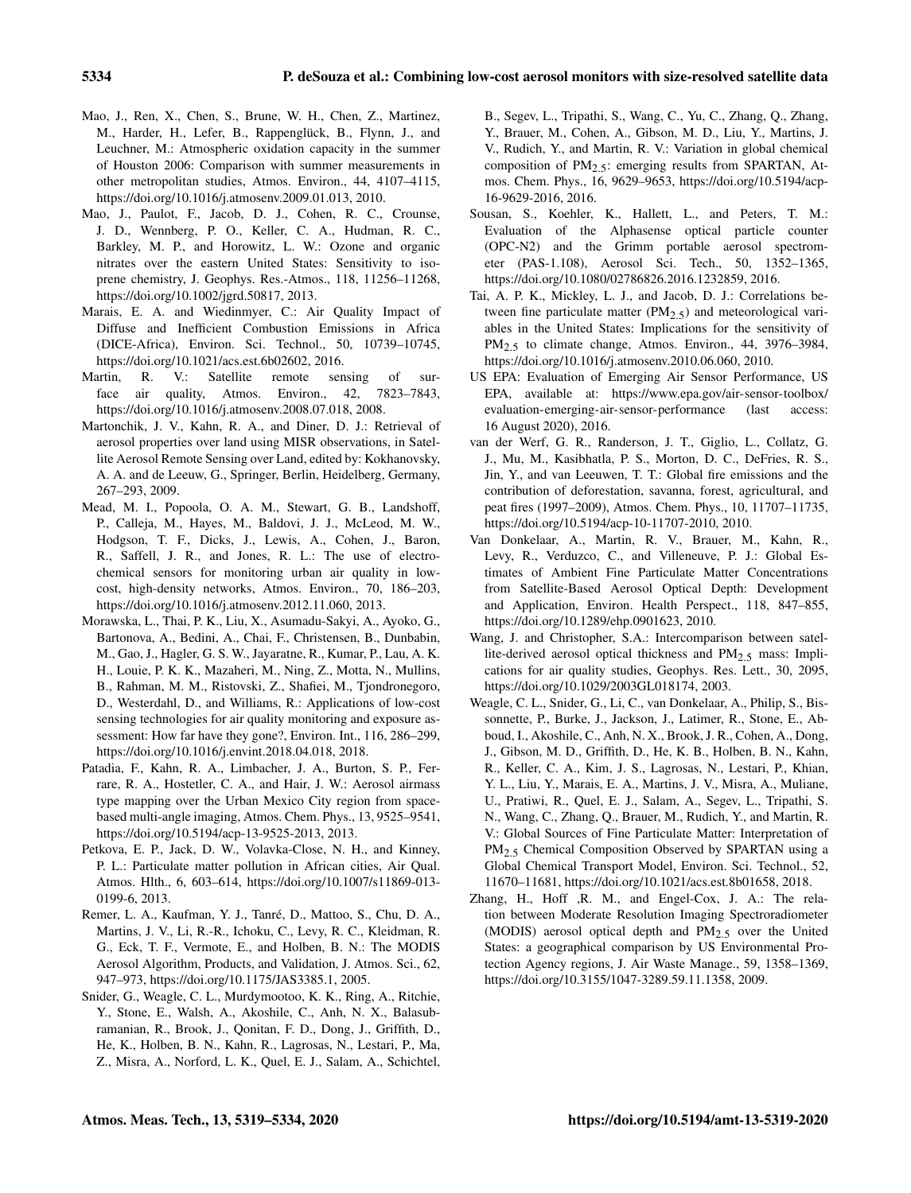Mao, J., Ren, X., Chen, S., Brune, W. H., Chen, Z., Martinez, M., Harder, H., Lefer, B., Rappenglück, B., Flynn, J., and Leuchner, M.: Atmospheric oxidation capacity in the summer of Houston 2006: Comparison with summer measurements in other metropolitan studies, Atmos. Environ., 44, 4107–4115, https://doi.org/10.1016/j.atmosenv.2009.01.013, 2010.

Mao, J., Paulot, F., Jacob, D. J., Cohen, R. C., Crounse, J. D., Wennberg, P. O., Keller, C. A., Hudman, R. C., Barkley, M. P., and Horowitz, L. W.: Ozone and organic nitrates over the eastern United States: Sensitivity to isoprene chemistry, J. Geophys. Res.-Atmos., 118, 11256–11268, https://doi.org/10.1002/jgrd.50817, 2013.

Marais, E. A. and Wiedinmyer, C.: Air Quality Impact of Diffuse and Inefficient Combustion Emissions in Africa (DICE-Africa), Environ. Sci. Technol., 50, 10739–10745, https://doi.org/10.1021/acs.est.6b02602, 2016.

Martin, R. V.: Satellite remote sensing of surface air quality, Atmos. Environ., 42, 7823–7843, https://doi.org/10.1016/j.atmosenv.2008.07.018, 2008.

Martonchik, J. V., Kahn, R. A., and Diner, D. J.: Retrieval of aerosol properties over land using MISR observations, in Satellite Aerosol Remote Sensing over Land, edited by: Kokhanovsky, A. A. and de Leeuw, G., Springer, Berlin, Heidelberg, Germany, 267–293, 2009.

Mead, M. I., Popoola, O. A. M., Stewart, G. B., Landshoff, P., Calleja, M., Hayes, M., Baldovi, J. J., McLeod, M. W., Hodgson, T. F., Dicks, J., Lewis, A., Cohen, J., Baron, R., Saffell, J. R., and Jones, R. L.: The use of electrochemical sensors for monitoring urban air quality in low-cost, high-density networks, Atmos. Environ., 70, 186–203, https://doi.org/10.1016/j.atmosenv.2012.11.060, 2013.

Morawska, L., Thai, P. K., Liu, X., Asumadu-Sakyi, A., Ayoko, G., Bartonova, A., Bedini, A., Chai, F., Christensen, B., Dunbabin, M., Gao, J., Hagler, G. S. W., Jayaratne, R., Kumar, P., Lau, A. K. H., Louie, P. K. K., Mazaheri, M., Ning, Z., Motta, N., Mullins, B., Rahman, M. M., Ristovski, Z., Shafiei, M., Tjondronegoro, D., Westerdahl, D., and Williams, R.: Applications of low-cost sensing technologies for air quality monitoring and exposure assessment: How far have they gone?, Environ. Int., 116, 286–299, https://doi.org/10.1016/j.envint.2018.04.018, 2018.

Patadia, F., Kahn, R. A., Limbacher, J. A., Burton, S. P., Ferrare, R. A., Hostetler, C. A., and Hair, J. W.: Aerosol airmass type mapping over the Urban Mexico City region from space-based multi-angle imaging, Atmos. Chem. Phys., 13, 9525–9541, https://doi.org/10.5194/acp-13-9525-2013, 2013.

Petkova, E. P., Jack, D. W., Volavka-Close, N. H., and Kinney, P. L.: Particulate matter pollution in African cities, Air Qual. Atmos. Hlth., 6, 603–614, https://doi.org/10.1007/s11869-013-0199-6, 2013.

Remer, L. A., Kaufman, Y. J., Tanré, D., Mattoo, S., Chu, D. A., Martins, J. V., Li, R.-R., Ichoku, C., Levy, R. C., Kleidman, R. G., Eck, T. F., Vermote, E., and Holben, B. N.: The MODIS Aerosol Algorithm, Products, and Validation, J. Atmos. Sci., 62, 947–973, https://doi.org/10.1175/JAS3385.1, 2005.

Snider, G., Weagle, C. L., Murdymootoo, K. K., Ring, A., Ritchie, Y., Stone, E., Walsh, A., Akoshile, C., Anh, N. X., Balasubramanian, R., Brook, J., Qonitan, F. D., Dong, J., Griffith, D., He, K., Holben, B. N., Kahn, R., Lagrosas, N., Lestari, P., Ma, Z., Misra, A., Norford, L. K., Quel, E. J., Salam, A., Schichtel, B., Segev, L., Tripathi, S., Wang, C., Yu, C., Zhang, Q., Zhang, Y., Brauer, M., Cohen, A., Gibson, M. D., Liu, Y., Martins, J. V., Rudich, Y., and Martin, R. V.: Variation in global chemical composition of $PM_{2.5}$: emerging results from SPARTAN, Atmos. Chem. Phys., 16, 9629–9653, https://doi.org/10.5194/acp-16-9629-2016, 2016.

Sousan, S., Koehler, K., Hallett, L., and Peters, T. M.: Evaluation of the Alphasense optical particle counter (OPC-N2) and the Grimm portable aerosol spectrometer (PAS-1.108), Aerosol Sci. Tech., 50, 1352–1365, https://doi.org/10.1080/02786826.2016.1232859, 2016.

Tai, A. P. K., Mickley, L. J., and Jacob, D. J.: Correlations between fine particulate matter ($PM_{2.5}$) and meteorological variables in the United States: Implications for the sensitivity of $PM_{2.5}$ to climate change, Atmos. Environ., 44, 3976–3984, https://doi.org/10.1016/j.atmosenv.2010.06.060, 2010.

US EPA: Evaluation of Emerging Air Sensor Performance, US EPA, available at: https://www.epa.gov/air-sensor-toolbox/evaluation-emerging-air-sensor-performance (last access: 16 August 2020), 2016.

van der Werf, G. R., Randerson, J. T., Giglio, L., Collatz, G. J., Mu, M., Kasibhatla, P. S., Morton, D. C., DeFries, R. S., Jin, Y., and van Leeuwen, T. T.: Global fire emissions and the contribution of deforestation, savanna, forest, agricultural, and peat fires (1997–2009), Atmos. Chem. Phys., 10, 11707–11735, https://doi.org/10.5194/acp-10-11707-2010, 2010.

Van Donkelaar, A., Martin, R. V., Brauer, M., Kahn, R., Levy, R., Verduzco, C., and Villeneuve, P. J.: Global Estimates of Ambient Fine Particulate Matter Concentrations from Satellite-Based Aerosol Optical Depth: Development and Application, Environ. Health Perspect., 118, 847–855, https://doi.org/10.1289/ehp.0901623, 2010.

Wang, J. and Christopher, S.A.: Intercomparison between satellite-derived aerosol optical thickness and $PM_{2.5}$ mass: Implications for air quality studies, Geophys. Res. Lett., 30, 2095, https://doi.org/10.1029/2003GL018174, 2003.

Weagle, C. L., Snider, G., Li, C., van Donkelaar, A., Philip, S., Bissonnette, P., Burke, J., Jackson, J., Latimer, R., Stone, E., Abboud, I., Akoshile, C., Anh, N. X., Brook, J. R., Cohen, A., Dong, J., Gibson, M. D., Griffith, D., He, K. B., Holben, B. N., Kahn, R., Keller, C. A., Kim, J. S., Lagrosas, N., Lestari, P., Khian, Y. L., Liu, Y., Marais, E. A., Martins, J. V., Misra, A., Muliane, U., Pratiwi, R., Quel, E. J., Salam, A., Segev, L., Tripathi, S. N., Wang, C., Zhang, Q., Brauer, M., Rudich, Y., and Martin, R. V.: Global Sources of Fine Particulate Matter: Interpretation of $PM_{2.5}$ Chemical Composition Observed by SPARTAN using a Global Chemical Transport Model, Environ. Sci. Technol., 52, 11670–11681, https://doi.org/10.1021/acs.est.8b01658, 2018.

Zhang, H., Hoff ,R. M., and Engel-Cox, J. A.: The relation between Moderate Resolution Imaging Spectroradiometer (MODIS) aerosol optical depth and $PM_{2.5}$ over the United States: a geographical comparison by US Environmental Protection Agency regions, J. Air Waste Manage., 59, 1358–1369, https://doi.org/10.3155/1047-3289.59.11.1358, 2009.